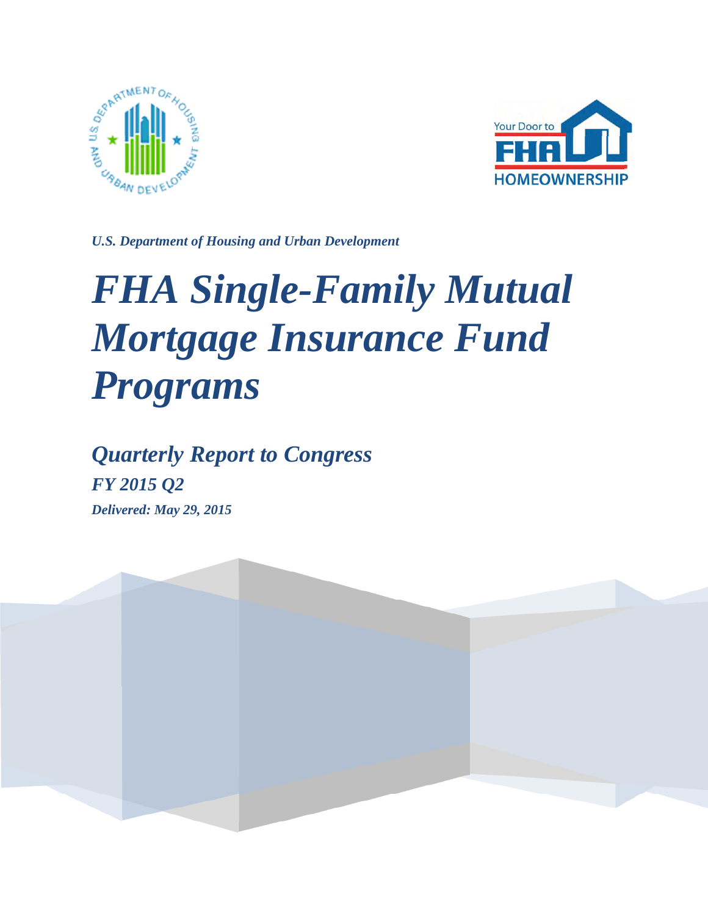*U.S. Department of Housing and Urban Development*

# *FHA Single-Family Mutual Mortgage Insurance Fund Programs*

## *Quarterly Report to Congress*

***FY 2015 Q2***

***Delivered: May 29, 2015***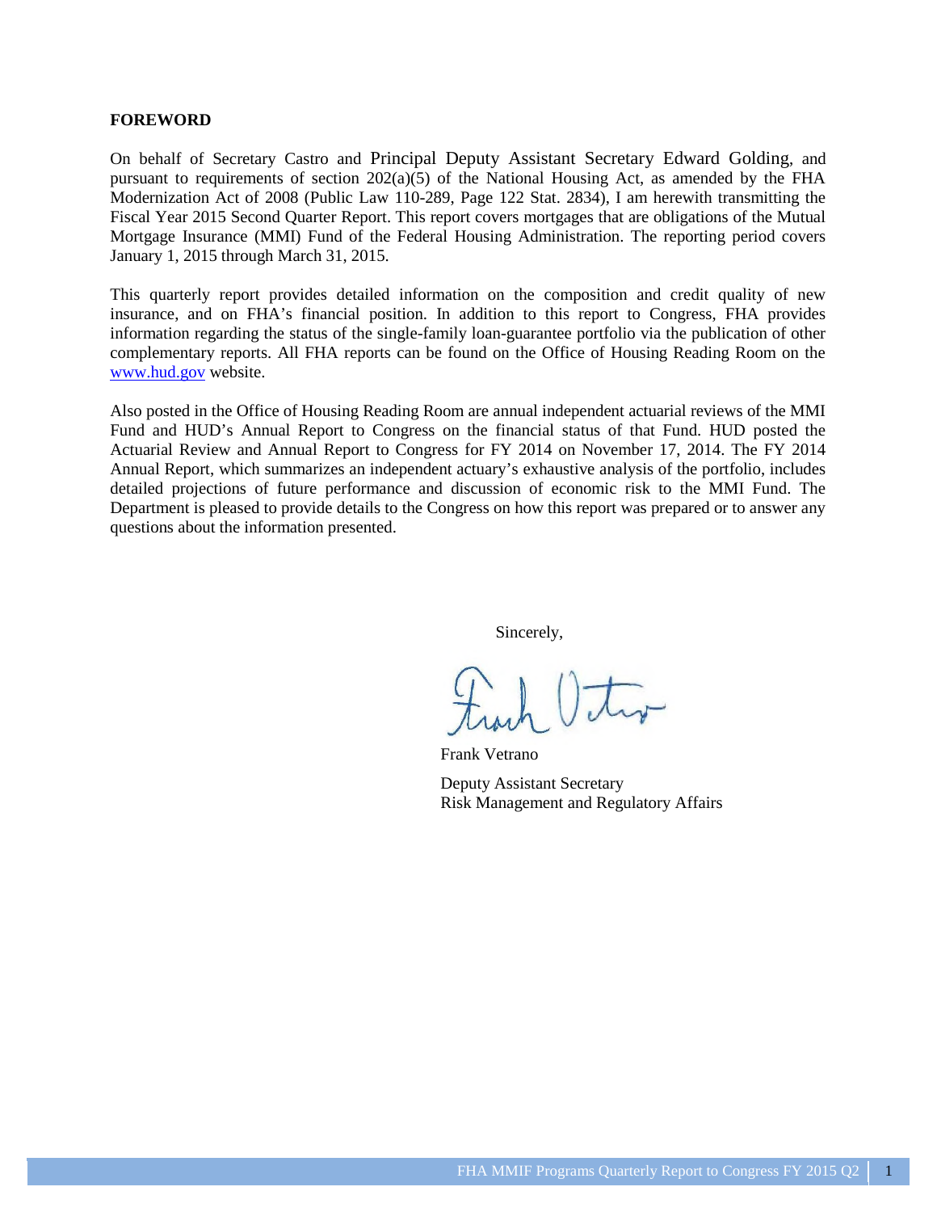## FOREWORD

On behalf of Secretary Castro and Principal Deputy Assistant Secretary Edward Golding, and pursuant to requirements of section 202(a)(5) of the National Housing Act, as amended by the FHA Modernization Act of 2008 (Public Law 110-289, Page 122 Stat. 2834), I am herewith transmitting the Fiscal Year 2015 Second Quarter Report. This report covers mortgages that are obligations of the Mutual Mortgage Insurance (MMI) Fund of the Federal Housing Administration. The reporting period covers January 1, 2015 through March 31, 2015.

This quarterly report provides detailed information on the composition and credit quality of new insurance, and on FHA's financial position. In addition to this report to Congress, FHA provides information regarding the status of the single-family loan-guarantee portfolio via the publication of other complementary reports. All FHA reports can be found on the Office of Housing Reading Room on the www.hud.gov website.

Also posted in the Office of Housing Reading Room are annual independent actuarial reviews of the MMI Fund and HUD's Annual Report to Congress on the financial status of that Fund. HUD posted the Actuarial Review and Annual Report to Congress for FY 2014 on November 17, 2014. The FY 2014 Annual Report, which summarizes an independent actuary's exhaustive analysis of the portfolio, includes detailed projections of future performance and discussion of economic risk to the MMI Fund. The Department is pleased to provide details to the Congress on how this report was prepared or to answer any questions about the information presented.

Sincerely,

Frank Vetrano

Deputy Assistant Secretary
Risk Management and Regulatory Affairs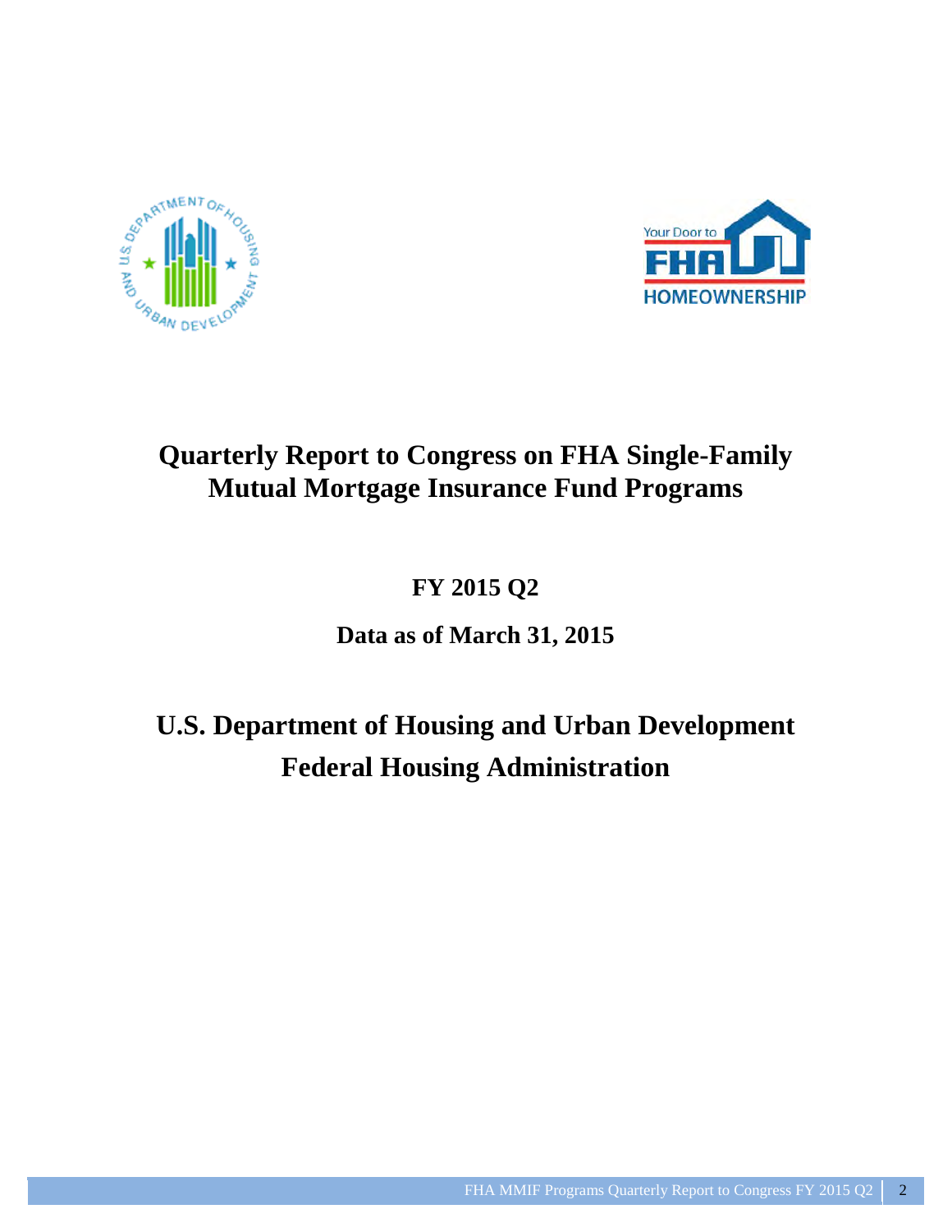# Quarterly Report to Congress on FHA Single-Family Mutual Mortgage Insurance Fund Programs

## FY 2015 Q2

## Data as of March 31, 2015

# U.S. Department of Housing and Urban Development
# Federal Housing Administration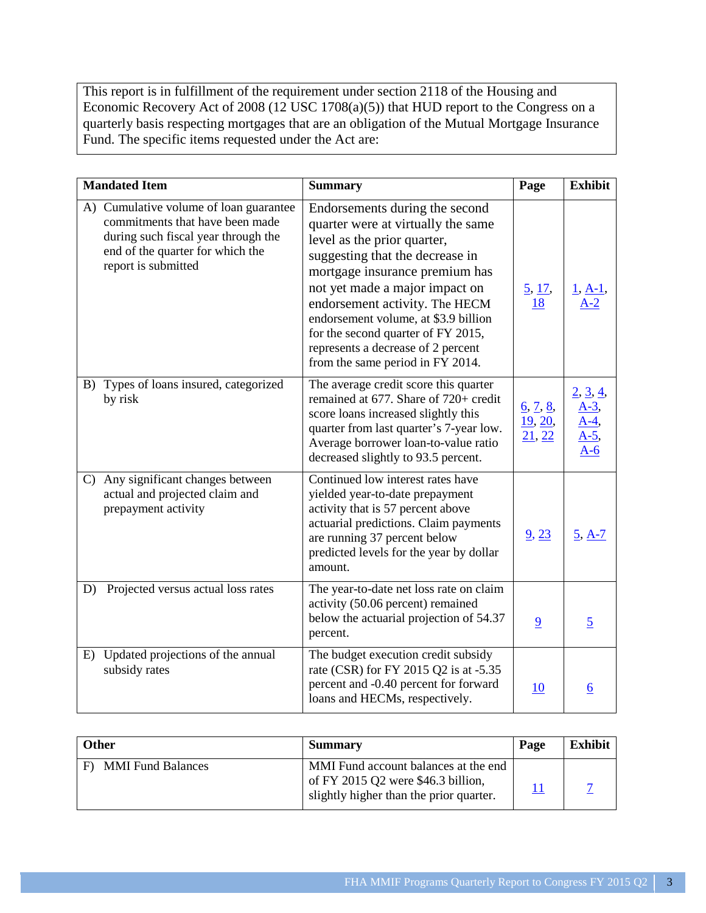This report is in fulfillment of the requirement under section 2118 of the Housing and Economic Recovery Act of 2008 (12 USC 1708(a)(5)) that HUD report to the Congress on a quarterly basis respecting mortgages that are an obligation of the Mutual Mortgage Insurance Fund. The specific items requested under the Act are:

| Mandated Item | Summary | Page | Exhibit |
|---|---|---|---|
| A) Cumulative volume of loan guarantee commitments that have been made during such fiscal year through the end of the quarter for which the report is submitted | Endorsements during the second quarter were at virtually the same level as the prior quarter, suggesting that the decrease in mortgage insurance premium has not yet made a major impact on endorsement activity. The HECM endorsement volume, at $3.9 billion for the second quarter of FY 2015, represents a decrease of 2 percent from the same period in FY 2014. | 5, 17, 18 | 1, A-1, A-2 |
| B) Types of loans insured, categorized by risk | The average credit score this quarter remained at 677. Share of 720+ credit score loans increased slightly this quarter from last quarter's 7-year low. Average borrower loan-to-value ratio decreased slightly to 93.5 percent. | 6, 7, 8, 19, 20, 21, 22 | 2, 3, 4, A-3, A-4, A-5, A-6 |
| C) Any significant changes between actual and projected claim and prepayment activity | Continued low interest rates have yielded year-to-date prepayment activity that is 57 percent above actuarial predictions. Claim payments are running 37 percent below predicted levels for the year by dollar amount. | 9, 23 | 5, A-7 |
| D) Projected versus actual loss rates | The year-to-date net loss rate on claim activity (50.06 percent) remained below the actuarial projection of 54.37 percent. | 9 | 5 |
| E) Updated projections of the annual subsidy rates | The budget execution credit subsidy rate (CSR) for FY 2015 Q2 is at -5.35 percent and -0.40 percent for forward loans and HECMs, respectively. | 10 | 6 |

| Other | Summary | Page | Exhibit |
|---|---|---|---|
| F) MMI Fund Balances | MMI Fund account balances at the end of FY 2015 Q2 were $46.3 billion, slightly higher than the prior quarter. | 11 | 7 |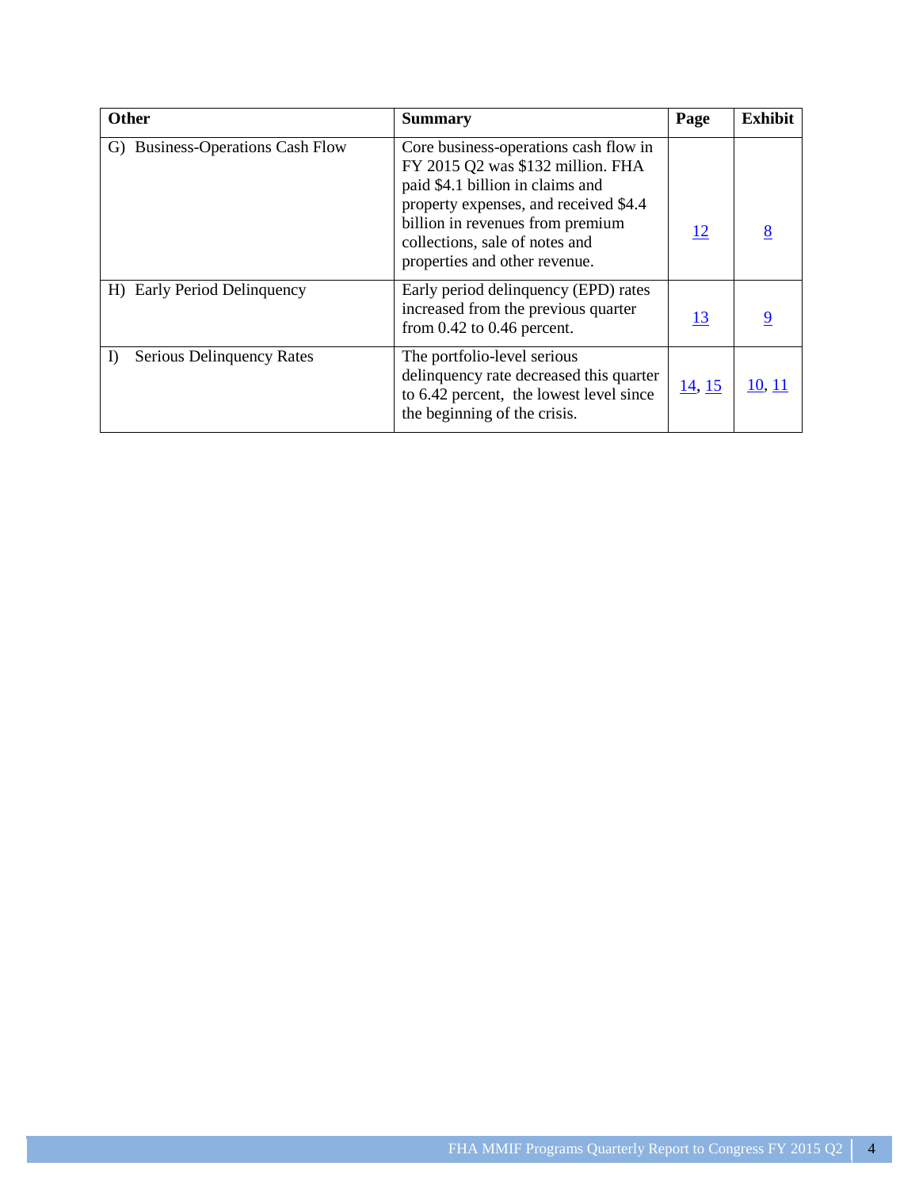| Other | Summary | Page | Exhibit |
|---|---|---|---|
| G) Business-Operations Cash Flow | Core business-operations cash flow in FY 2015 Q2 was $132 million. FHA paid $4.1 billion in claims and property expenses, and received $4.4 billion in revenues from premium collections, sale of notes and properties and other revenue. | 12 | 8 |
| H) Early Period Delinquency | Early period delinquency (EPD) rates increased from the previous quarter from 0.42 to 0.46 percent. | 13 | 9 |
| I) Serious Delinquency Rates | The portfolio-level serious delinquency rate decreased this quarter to 6.42 percent, the lowest level since the beginning of the crisis. | 14, 15 | 10, 11 |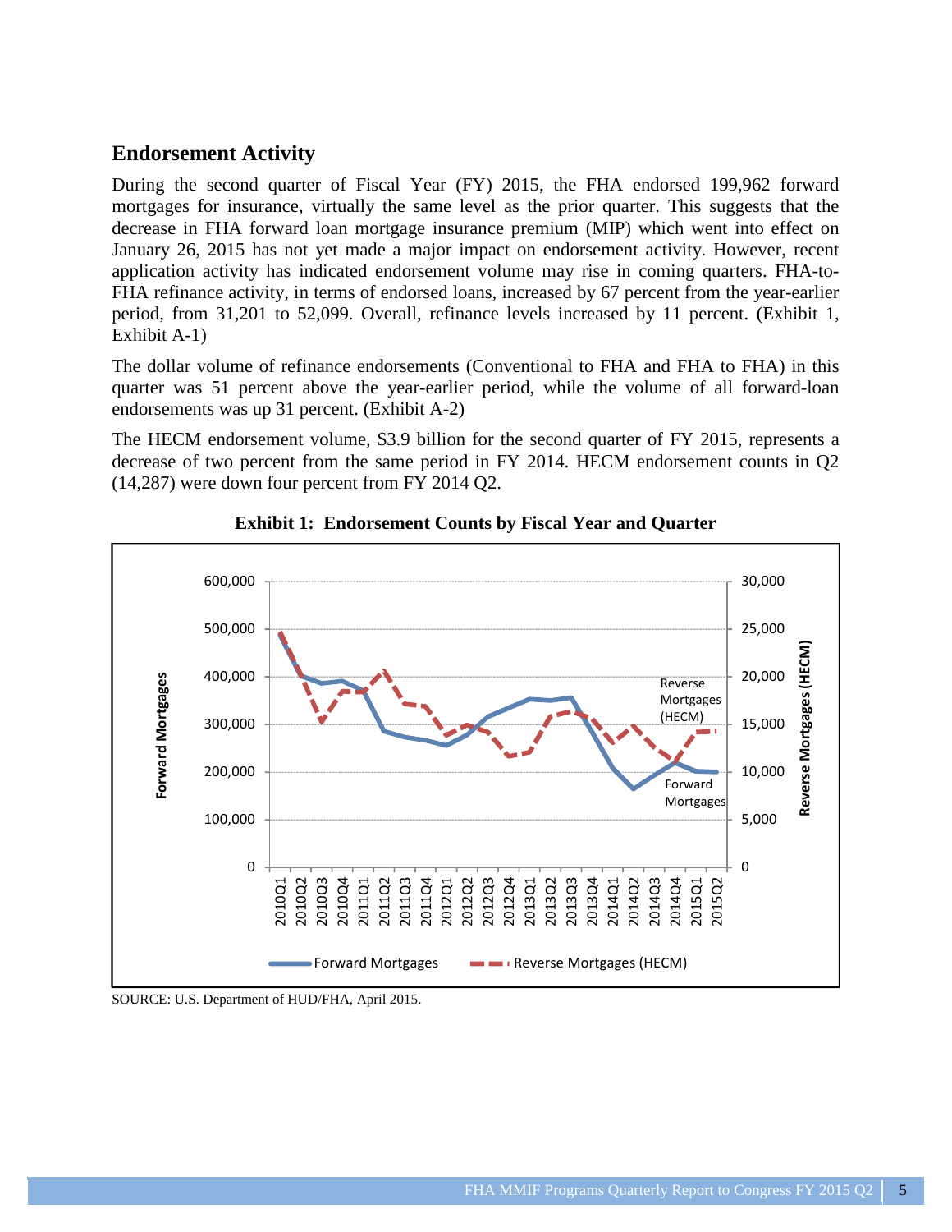## Endorsement Activity

During the second quarter of Fiscal Year (FY) 2015, the FHA endorsed 199,962 forward mortgages for insurance, virtually the same level as the prior quarter. This suggests that the decrease in FHA forward loan mortgage insurance premium (MIP) which went into effect on January 26, 2015 has not yet made a major impact on endorsement activity. However, recent application activity has indicated endorsement volume may rise in coming quarters. FHA-to-FHA refinance activity, in terms of endorsed loans, increased by 67 percent from the year-earlier period, from 31,201 to 52,099. Overall, refinance levels increased by 11 percent. (Exhibit 1, Exhibit A-1)

The dollar volume of refinance endorsements (Conventional to FHA and FHA to FHA) in this quarter was 51 percent above the year-earlier period, while the volume of all forward-loan endorsements was up 31 percent. (Exhibit A-2)

The HECM endorsement volume, $3.9 billion for the second quarter of FY 2015, represents a decrease of two percent from the same period in FY 2014. HECM endorsement counts in Q2 (14,287) were down four percent from FY 2014 Q2.

**Exhibit 1: Endorsement Counts by Fiscal Year and Quarter**

SOURCE: U.S. Department of HUD/FHA, April 2015.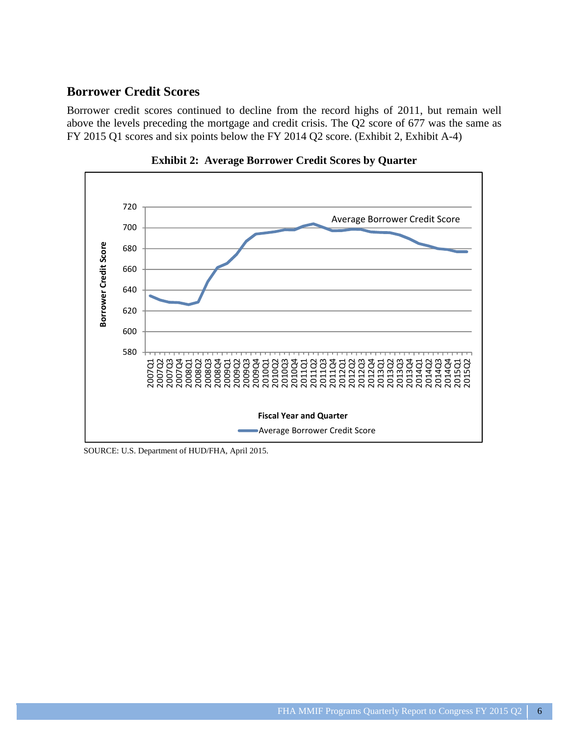## Borrower Credit Scores

Borrower credit scores continued to decline from the record highs of 2011, but remain well above the levels preceding the mortgage and credit crisis. The Q2 score of 677 was the same as FY 2015 Q1 scores and six points below the FY 2014 Q2 score. (Exhibit 2, Exhibit A-4)

**Exhibit 2: Average Borrower Credit Scores by Quarter**

SOURCE: U.S. Department of HUD/FHA, April 2015.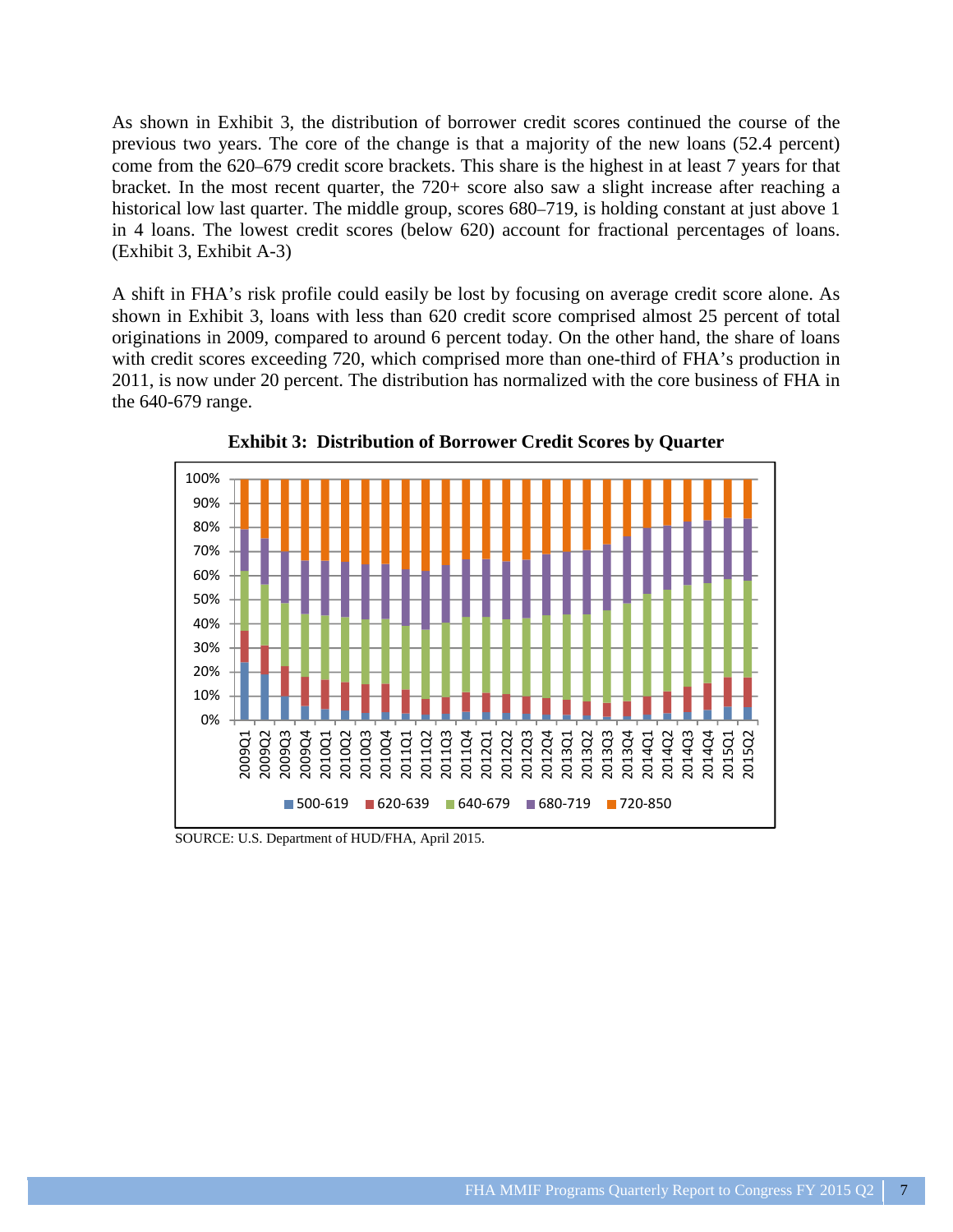As shown in Exhibit 3, the distribution of borrower credit scores continued the course of the previous two years. The core of the change is that a majority of the new loans (52.4 percent) come from the 620–679 credit score brackets. This share is the highest in at least 7 years for that bracket. In the most recent quarter, the 720+ score also saw a slight increase after reaching a historical low last quarter. The middle group, scores 680–719, is holding constant at just above 1 in 4 loans. The lowest credit scores (below 620) account for fractional percentages of loans. (Exhibit 3, Exhibit A-3)

A shift in FHA's risk profile could easily be lost by focusing on average credit score alone. As shown in Exhibit 3, loans with less than 620 credit score comprised almost 25 percent of total originations in 2009, compared to around 6 percent today. On the other hand, the share of loans with credit scores exceeding 720, which comprised more than one-third of FHA's production in 2011, is now under 20 percent. The distribution has normalized with the core business of FHA in the 640-679 range.

**Exhibit 3: Distribution of Borrower Credit Scores by Quarter**

SOURCE: U.S. Department of HUD/FHA, April 2015.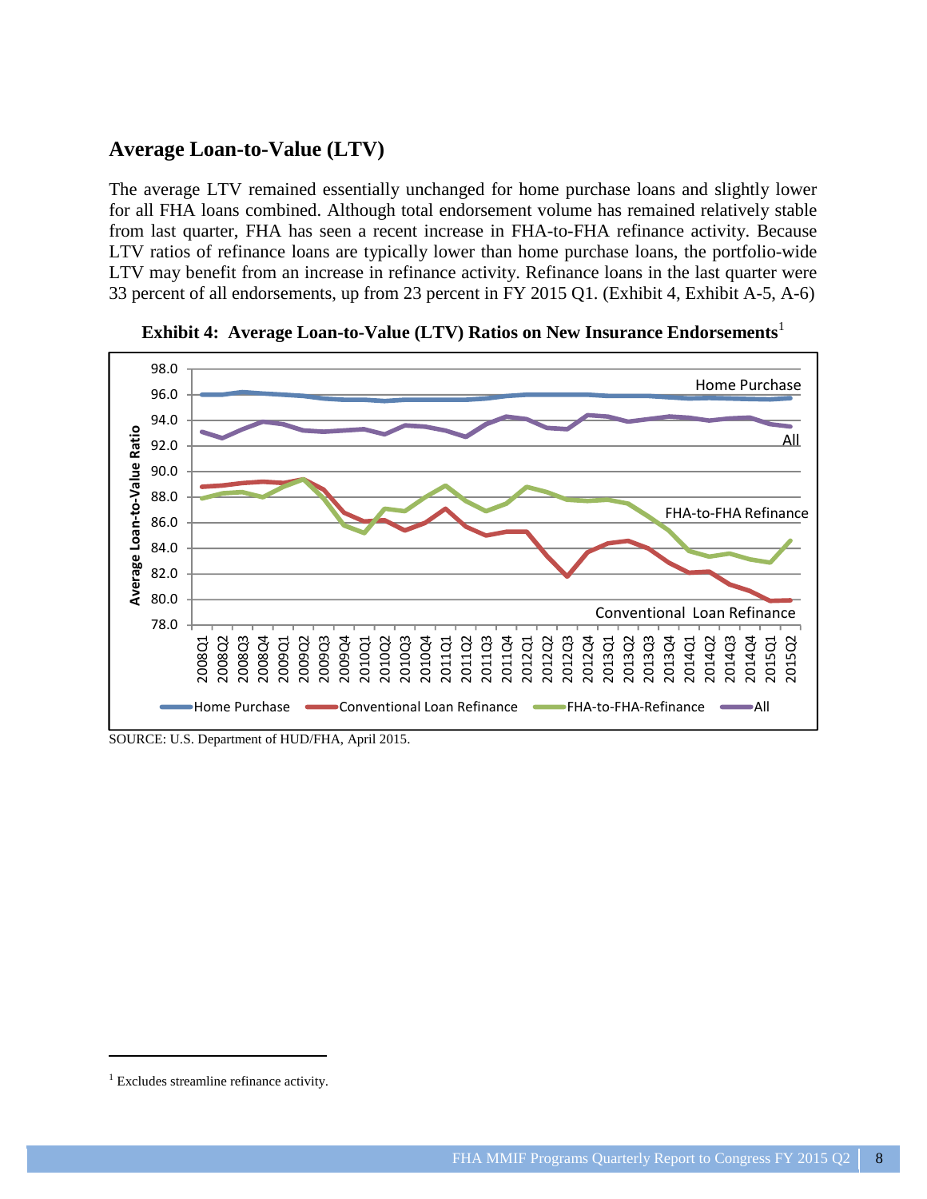## Average Loan-to-Value (LTV)

The average LTV remained essentially unchanged for home purchase loans and slightly lower for all FHA loans combined. Although total endorsement volume has remained relatively stable from last quarter, FHA has seen a recent increase in FHA-to-FHA refinance activity. Because LTV ratios of refinance loans are typically lower than home purchase loans, the portfolio-wide LTV may benefit from an increase in refinance activity. Refinance loans in the last quarter were 33 percent of all endorsements, up from 23 percent in FY 2015 Q1. (Exhibit 4, Exhibit A-5, A-6)

**Exhibit 4: Average Loan-to-Value (LTV) Ratios on New Insurance Endorsements**[1]

SOURCE: U.S. Department of HUD/FHA, April 2015.

---

[1] Excludes streamline refinance activity.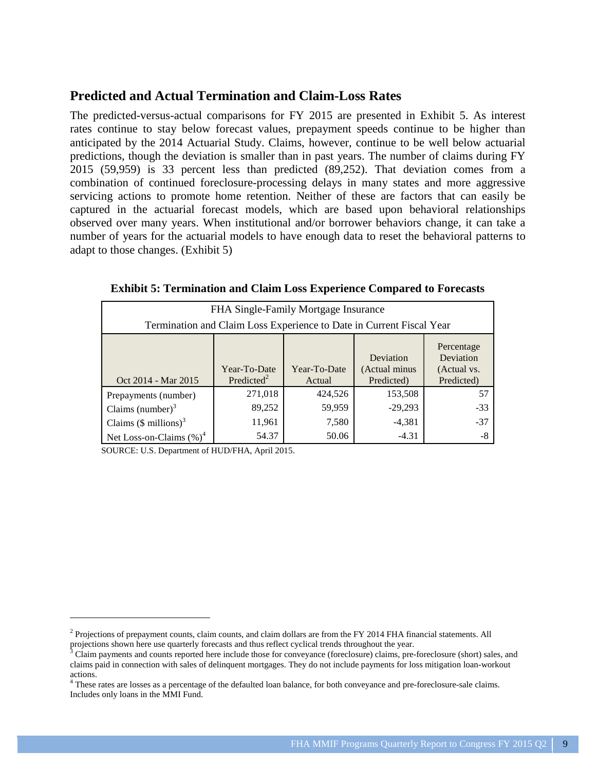## Predicted and Actual Termination and Claim-Loss Rates

The predicted-versus-actual comparisons for FY 2015 are presented in Exhibit 5. As interest rates continue to stay below forecast values, prepayment speeds continue to be higher than anticipated by the 2014 Actuarial Study. Claims, however, continue to be well below actuarial predictions, though the deviation is smaller than in past years. The number of claims during FY 2015 (59,959) is 33 percent less than predicted (89,252). That deviation comes from a combination of continued foreclosure-processing delays in many states and more aggressive servicing actions to promote home retention. Neither of these are factors that can easily be captured in the actuarial forecast models, which are based upon behavioral relationships observed over many years. When institutional and/or borrower behaviors change, it can take a number of years for the actuarial models to have enough data to reset the behavioral patterns to adapt to those changes. (Exhibit 5)

**Exhibit 5: Termination and Claim Loss Experience Compared to Forecasts**

| FHA Single-Family Mortgage Insurance<br>Termination and Claim Loss Experience to Date in Current Fiscal Year | | | | |
|---|---|---|---|---|
| Oct 2014 - Mar 2015 | Year-To-Date Predicted[2] | Year-To-Date Actual | Deviation (Actual minus Predicted) | Percentage Deviation (Actual vs. Predicted) |
| Prepayments (number) | 271,018 | 424,526 | 153,508 | 57 |
| Claims (number)[3] | 89,252 | 59,959 | -29,293 | -33 |
| Claims ($ millions)[3] | 11,961 | 7,580 | -4,381 | -37 |
| Net Loss-on-Claims (%)[4] | 54.37 | 50.06 | -4.31 | -8 |

SOURCE: U.S. Department of HUD/FHA, April 2015.

[2] Projections of prepayment counts, claim counts, and claim dollars are from the FY 2014 FHA financial statements. All projections shown here use quarterly forecasts and thus reflect cyclical trends throughout the year.

[3] Claim payments and counts reported here include those for conveyance (foreclosure) claims, pre-foreclosure (short) sales, and claims paid in connection with sales of delinquent mortgages. They do not include payments for loss mitigation loan-workout actions.

[4] These rates are losses as a percentage of the defaulted loan balance, for both conveyance and pre-foreclosure-sale claims. Includes only loans in the MMI Fund.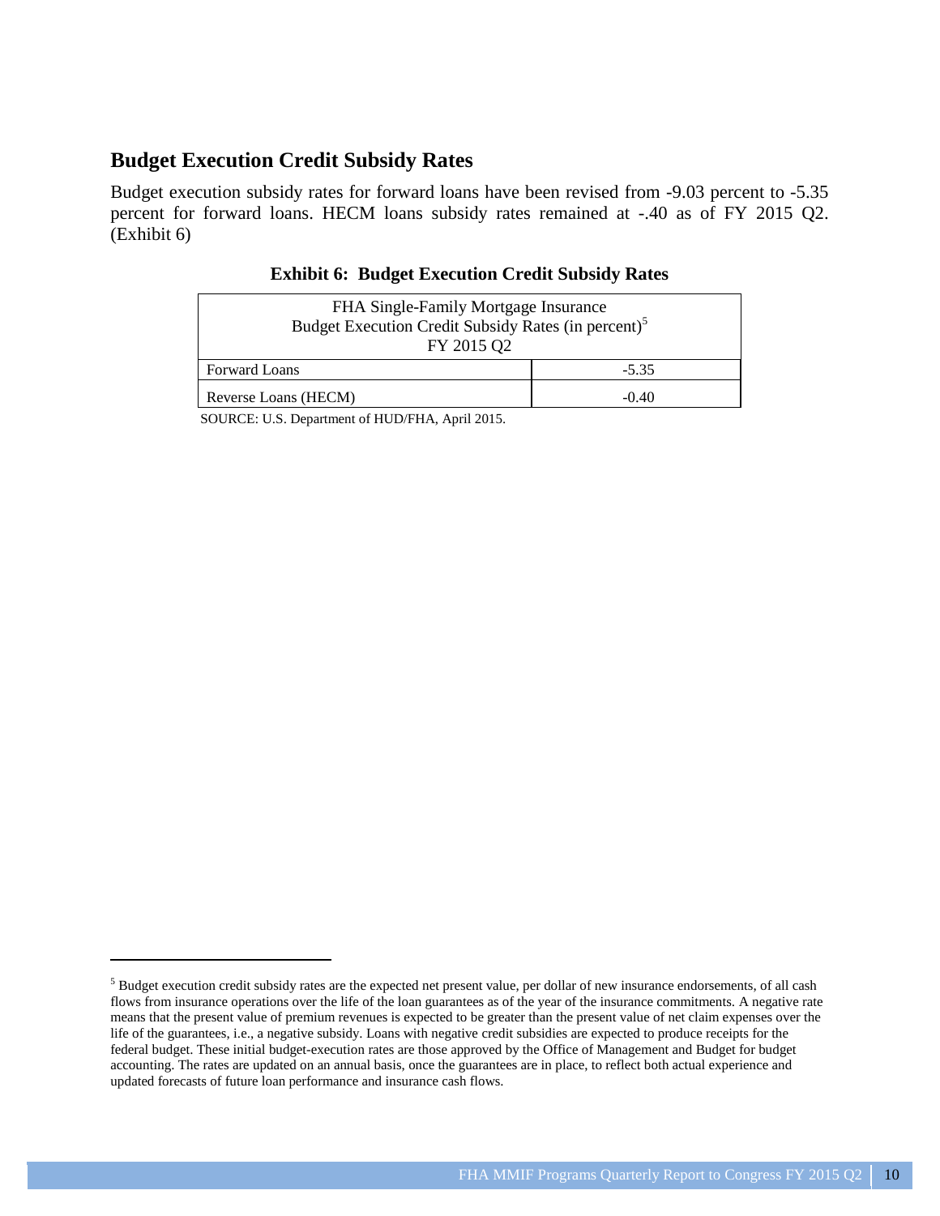## Budget Execution Credit Subsidy Rates

Budget execution subsidy rates for forward loans have been revised from -9.03 percent to -5.35 percent for forward loans. HECM loans subsidy rates remained at -.40 as of FY 2015 Q2. (Exhibit 6)

**Exhibit 6: Budget Execution Credit Subsidy Rates**

| FHA Single-Family Mortgage Insurance<br>Budget Execution Credit Subsidy Rates (in percent)[5]<br>FY 2015 Q2 | |
|---|---|
| Forward Loans | -5.35 |
| Reverse Loans (HECM) | -0.40 |

SOURCE: U.S. Department of HUD/FHA, April 2015.

[5] Budget execution credit subsidy rates are the expected net present value, per dollar of new insurance endorsements, of all cash flows from insurance operations over the life of the loan guarantees as of the year of the insurance commitments. A negative rate means that the present value of premium revenues is expected to be greater than the present value of net claim expenses over the life of the guarantees, i.e., a negative subsidy. Loans with negative credit subsidies are expected to produce receipts for the federal budget. These initial budget-execution rates are those approved by the Office of Management and Budget for budget accounting. The rates are updated on an annual basis, once the guarantees are in place, to reflect both actual experience and updated forecasts of future loan performance and insurance cash flows.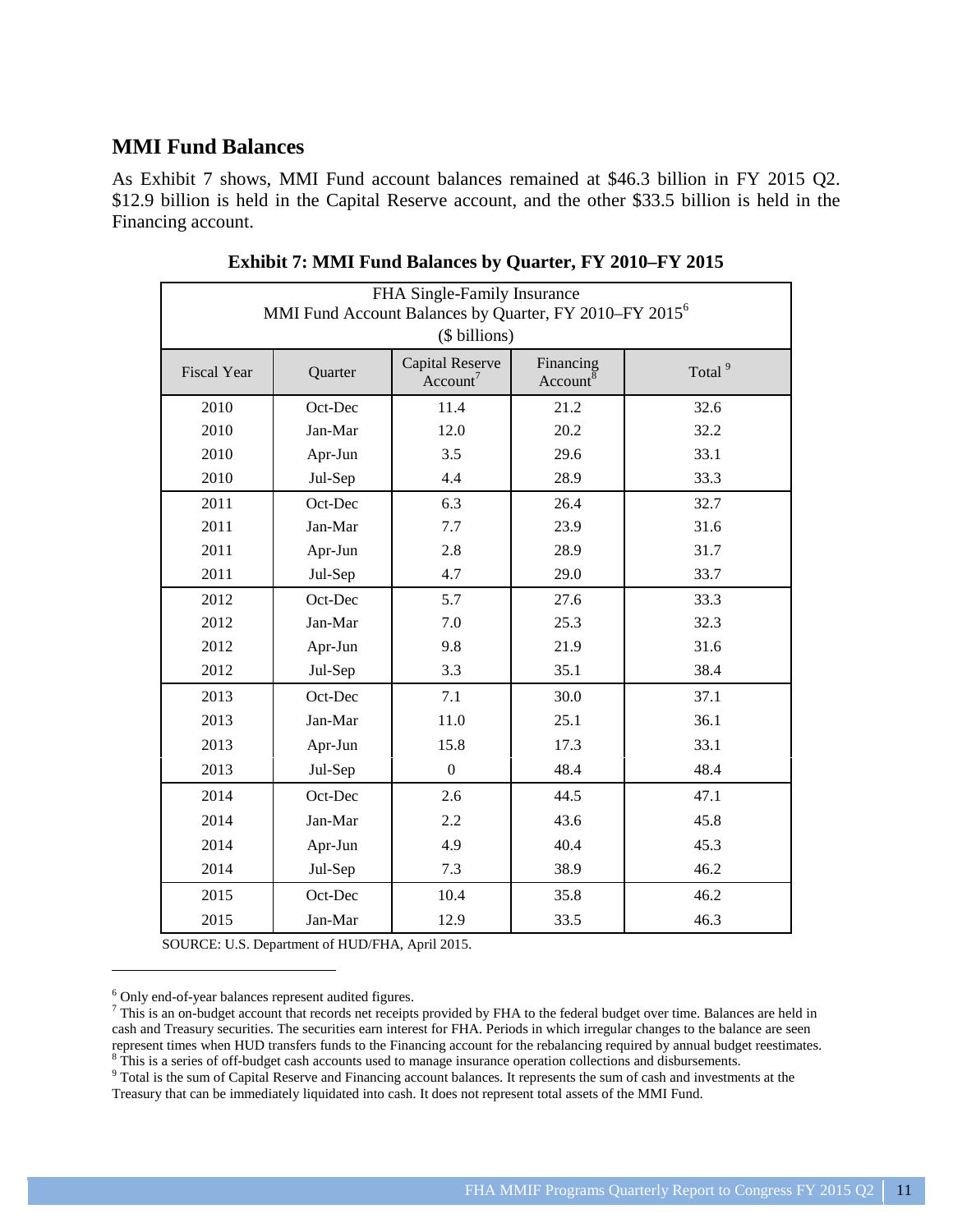## MMI Fund Balances

As Exhibit 7 shows, MMI Fund account balances remained at $46.3 billion in FY 2015 Q2. $12.9 billion is held in the Capital Reserve account, and the other $33.5 billion is held in the Financing account.

**Exhibit 7: MMI Fund Balances by Quarter, FY 2010–FY 2015**

FHA Single-Family Insurance
MMI Fund Account Balances by Quarter, FY 2010–FY 2015[6]
($ billions)

| Fiscal Year | Quarter | Capital Reserve Account[7] | Financing Account[8] | Total[9] |
|---|---|---|---|---|
| 2010 | Oct-Dec | 11.4 | 21.2 | 32.6 |
| 2010 | Jan-Mar | 12.0 | 20.2 | 32.2 |
| 2010 | Apr-Jun | 3.5 | 29.6 | 33.1 |
| 2010 | Jul-Sep | 4.4 | 28.9 | 33.3 |
| 2011 | Oct-Dec | 6.3 | 26.4 | 32.7 |
| 2011 | Jan-Mar | 7.7 | 23.9 | 31.6 |
| 2011 | Apr-Jun | 2.8 | 28.9 | 31.7 |
| 2011 | Jul-Sep | 4.7 | 29.0 | 33.7 |
| 2012 | Oct-Dec | 5.7 | 27.6 | 33.3 |
| 2012 | Jan-Mar | 7.0 | 25.3 | 32.3 |
| 2012 | Apr-Jun | 9.8 | 21.9 | 31.6 |
| 2012 | Jul-Sep | 3.3 | 35.1 | 38.4 |
| 2013 | Oct-Dec | 7.1 | 30.0 | 37.1 |
| 2013 | Jan-Mar | 11.0 | 25.1 | 36.1 |
| 2013 | Apr-Jun | 15.8 | 17.3 | 33.1 |
| 2013 | Jul-Sep | 0 | 48.4 | 48.4 |
| 2014 | Oct-Dec | 2.6 | 44.5 | 47.1 |
| 2014 | Jan-Mar | 2.2 | 43.6 | 45.8 |
| 2014 | Apr-Jun | 4.9 | 40.4 | 45.3 |
| 2014 | Jul-Sep | 7.3 | 38.9 | 46.2 |
| 2015 | Oct-Dec | 10.4 | 35.8 | 46.2 |
| 2015 | Jan-Mar | 12.9 | 33.5 | 46.3 |

SOURCE: U.S. Department of HUD/FHA, April 2015.

[6] Only end-of-year balances represent audited figures.

[7] This is an on-budget account that records net receipts provided by FHA to the federal budget over time. Balances are held in cash and Treasury securities. The securities earn interest for FHA. Periods in which irregular changes to the balance are seen represent times when HUD transfers funds to the Financing account for the rebalancing required by annual budget reestimates.

[8] This is a series of off-budget cash accounts used to manage insurance operation collections and disbursements.

[9] Total is the sum of Capital Reserve and Financing account balances. It represents the sum of cash and investments at the Treasury that can be immediately liquidated into cash. It does not represent total assets of the MMI Fund.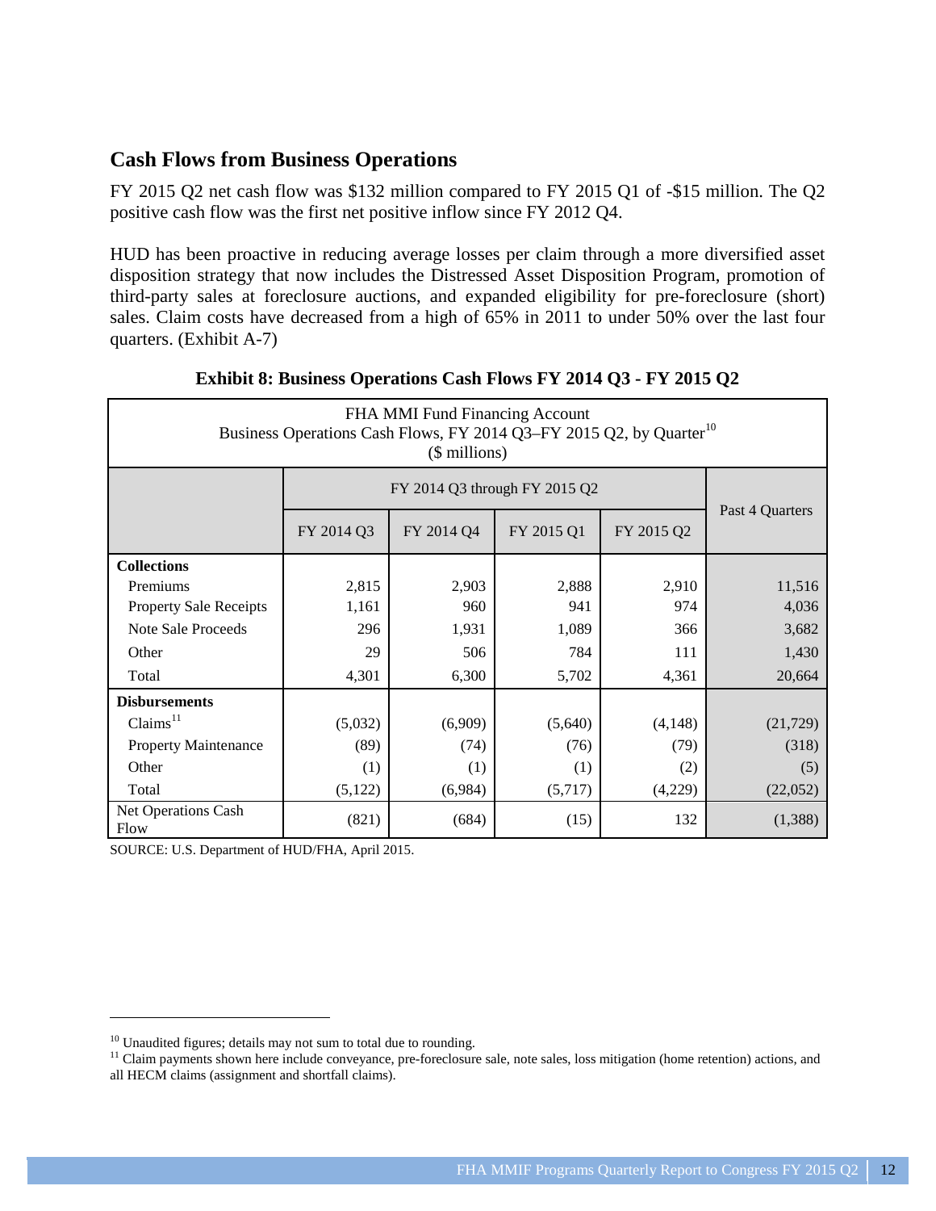## Cash Flows from Business Operations

FY 2015 Q2 net cash flow was $132 million compared to FY 2015 Q1 of -$15 million. The Q2 positive cash flow was the first net positive inflow since FY 2012 Q4.

HUD has been proactive in reducing average losses per claim through a more diversified asset disposition strategy that now includes the Distressed Asset Disposition Program, promotion of third-party sales at foreclosure auctions, and expanded eligibility for pre-foreclosure (short) sales. Claim costs have decreased from a high of 65% in 2011 to under 50% over the last four quarters. (Exhibit A-7)

**Exhibit 8: Business Operations Cash Flows FY 2014 Q3 - FY 2015 Q2**

FHA MMI Fund Financing Account
Business Operations Cash Flows, FY 2014 Q3–FY 2015 Q2, by Quarter[10]
($ millions)

| | FY 2014 Q3 through FY 2015 Q2 | | | | Past 4 Quarters |
|---|---|---|---|---|---|
| | FY 2014 Q3 | FY 2014 Q4 | FY 2015 Q1 | FY 2015 Q2 | |
| **Collections** | | | | | |
| Premiums | 2,815 | 2,903 | 2,888 | 2,910 | 11,516 |
| Property Sale Receipts | 1,161 | 960 | 941 | 974 | 4,036 |
| Note Sale Proceeds | 296 | 1,931 | 1,089 | 366 | 3,682 |
| Other | 29 | 506 | 784 | 111 | 1,430 |
| Total | 4,301 | 6,300 | 5,702 | 4,361 | 20,664 |
| **Disbursements** | | | | | |
| Claims[11] | (5,032) | (6,909) | (5,640) | (4,148) | (21,729) |
| Property Maintenance | (89) | (74) | (76) | (79) | (318) |
| Other | (1) | (1) | (1) | (2) | (5) |
| Total | (5,122) | (6,984) | (5,717) | (4,229) | (22,052) |
| Net Operations Cash Flow | (821) | (684) | (15) | 132 | (1,388) |

SOURCE: U.S. Department of HUD/FHA, April 2015.

[10] Unaudited figures; details may not sum to total due to rounding.

[11] Claim payments shown here include conveyance, pre-foreclosure sale, note sales, loss mitigation (home retention) actions, and all HECM claims (assignment and shortfall claims).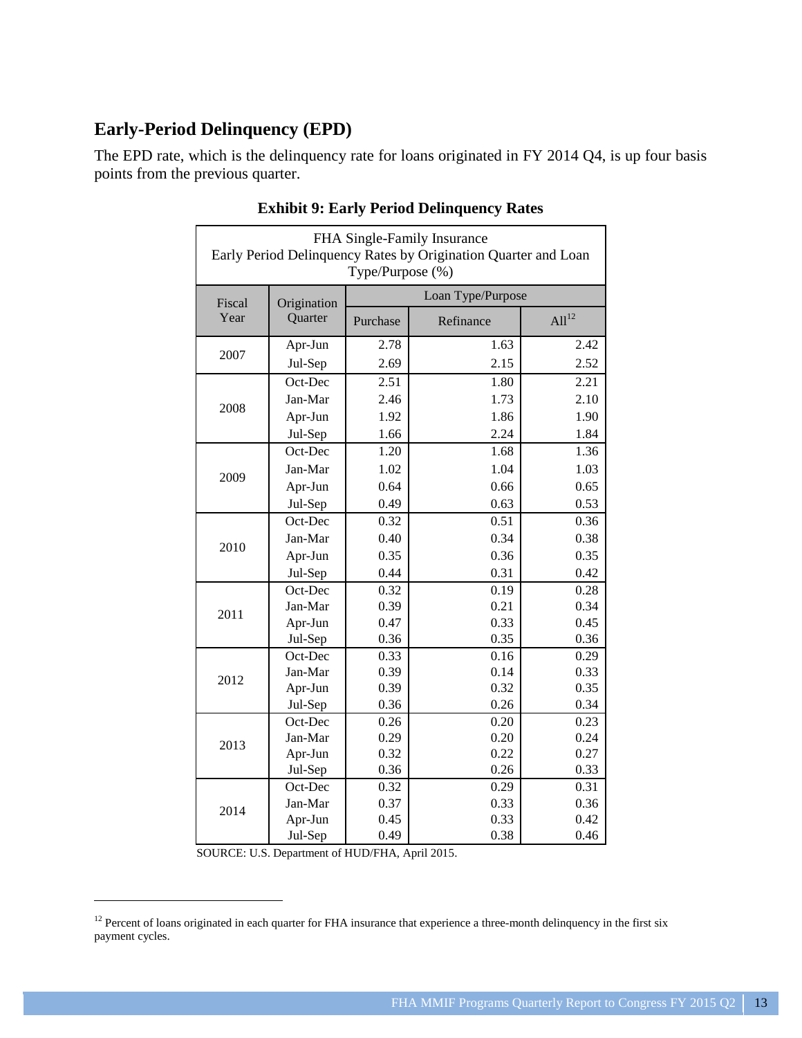## Early-Period Delinquency (EPD)

The EPD rate, which is the delinquency rate for loans originated in FY 2014 Q4, is up four basis points from the previous quarter.

**Exhibit 9: Early Period Delinquency Rates**

| FHA Single-Family Insurance<br>Early Period Delinquency Rates by Origination Quarter and Loan Type/Purpose (%) | | | | |
|---|---|---|---|---|
| Fiscal Year | Origination Quarter | Loan Type/Purpose | | |
| | | Purchase | Refinance | All[12] |
| 2007 | Apr-Jun | 2.78 | 1.63 | 2.42 |
| | Jul-Sep | 2.69 | 2.15 | 2.52 |
| 2008 | Oct-Dec | 2.51 | 1.80 | 2.21 |
| | Jan-Mar | 2.46 | 1.73 | 2.10 |
| | Apr-Jun | 1.92 | 1.86 | 1.90 |
| | Jul-Sep | 1.66 | 2.24 | 1.84 |
| 2009 | Oct-Dec | 1.20 | 1.68 | 1.36 |
| | Jan-Mar | 1.02 | 1.04 | 1.03 |
| | Apr-Jun | 0.64 | 0.66 | 0.65 |
| | Jul-Sep | 0.49 | 0.63 | 0.53 |
| 2010 | Oct-Dec | 0.32 | 0.51 | 0.36 |
| | Jan-Mar | 0.40 | 0.34 | 0.38 |
| | Apr-Jun | 0.35 | 0.36 | 0.35 |
| | Jul-Sep | 0.44 | 0.31 | 0.42 |
| 2011 | Oct-Dec | 0.32 | 0.19 | 0.28 |
| | Jan-Mar | 0.39 | 0.21 | 0.34 |
| | Apr-Jun | 0.47 | 0.33 | 0.45 |
| | Jul-Sep | 0.36 | 0.35 | 0.36 |
| 2012 | Oct-Dec | 0.33 | 0.16 | 0.29 |
| | Jan-Mar | 0.39 | 0.14 | 0.33 |
| | Apr-Jun | 0.39 | 0.32 | 0.35 |
| | Jul-Sep | 0.36 | 0.26 | 0.34 |
| 2013 | Oct-Dec | 0.26 | 0.20 | 0.23 |
| | Jan-Mar | 0.29 | 0.20 | 0.24 |
| | Apr-Jun | 0.32 | 0.22 | 0.27 |
| | Jul-Sep | 0.36 | 0.26 | 0.33 |
| 2014 | Oct-Dec | 0.32 | 0.29 | 0.31 |
| | Jan-Mar | 0.37 | 0.33 | 0.36 |
| | Apr-Jun | 0.45 | 0.33 | 0.42 |
| | Jul-Sep | 0.49 | 0.38 | 0.46 |

SOURCE: U.S. Department of HUD/FHA, April 2015.

[12] Percent of loans originated in each quarter for FHA insurance that experience a three-month delinquency in the first six payment cycles.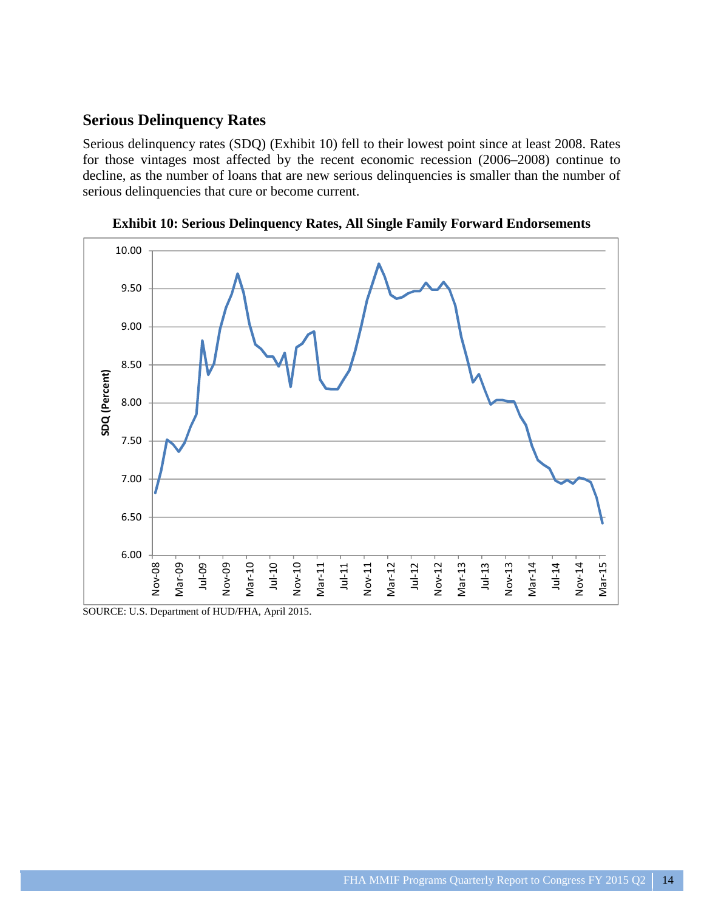## Serious Delinquency Rates

Serious delinquency rates (SDQ) (Exhibit 10) fell to their lowest point since at least 2008. Rates for those vintages most affected by the recent economic recession (2006–2008) continue to decline, as the number of loans that are new serious delinquencies is smaller than the number of serious delinquencies that cure or become current.

**Exhibit 10: Serious Delinquency Rates, All Single Family Forward Endorsements**

SOURCE: U.S. Department of HUD/FHA, April 2015.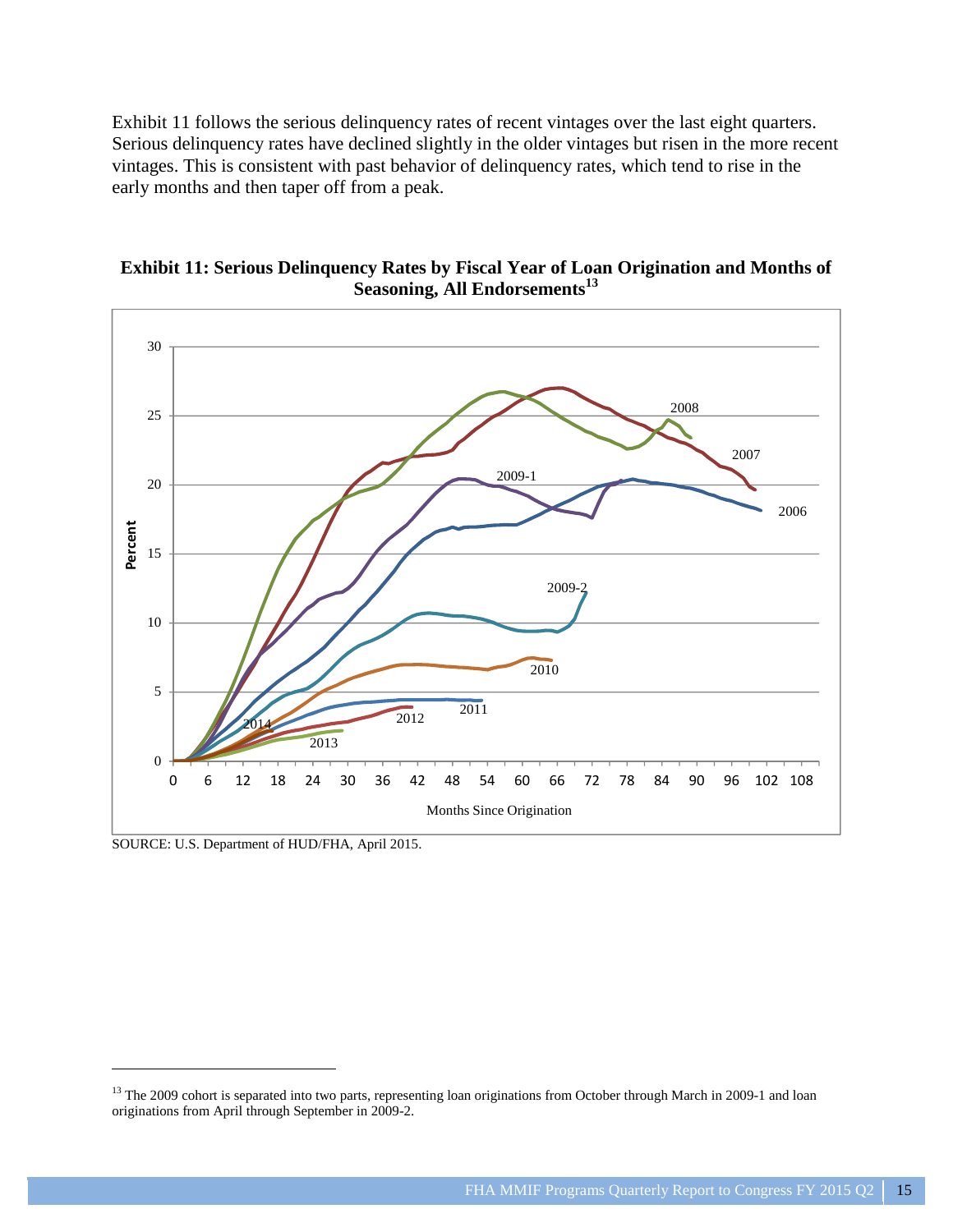Exhibit 11 follows the serious delinquency rates of recent vintages over the last eight quarters. Serious delinquency rates have declined slightly in the older vintages but risen in the more recent vintages. This is consistent with past behavior of delinquency rates, which tend to rise in the early months and then taper off from a peak.

**Exhibit 11: Serious Delinquency Rates by Fiscal Year of Loan Origination and Months of Seasoning, All Endorsements[13]**

SOURCE: U.S. Department of HUD/FHA, April 2015.

[13] The 2009 cohort is separated into two parts, representing loan originations from October through March in 2009-1 and loan originations from April through September in 2009-2.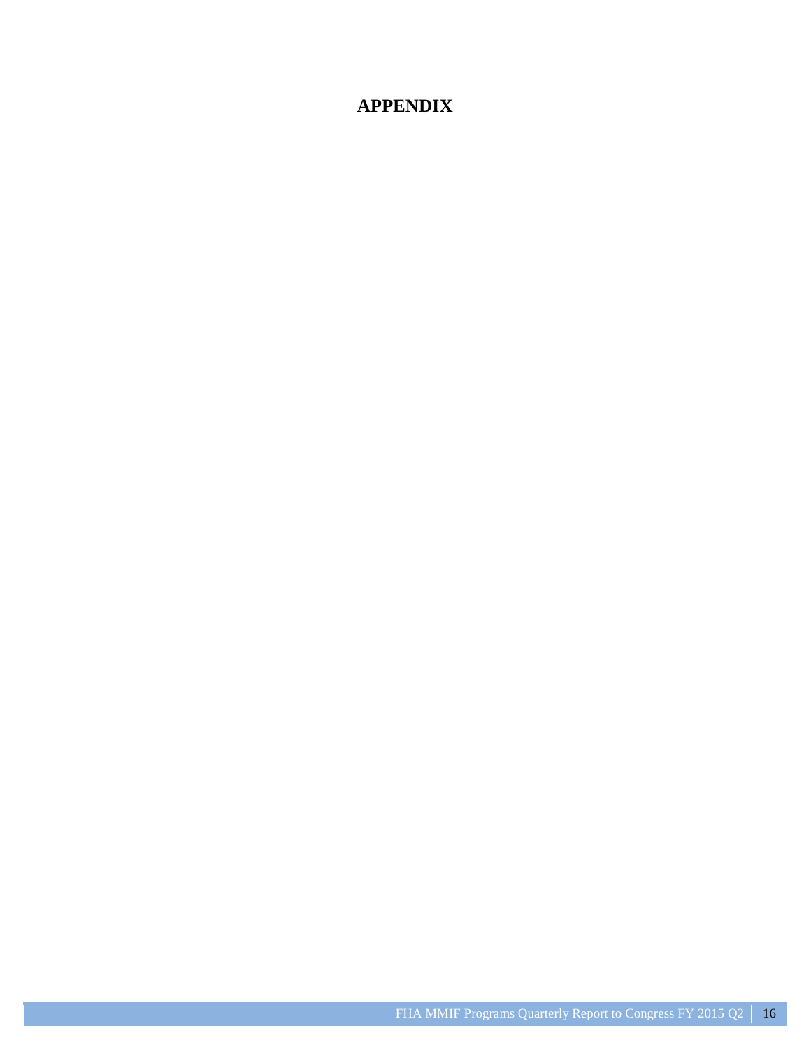# APPENDIX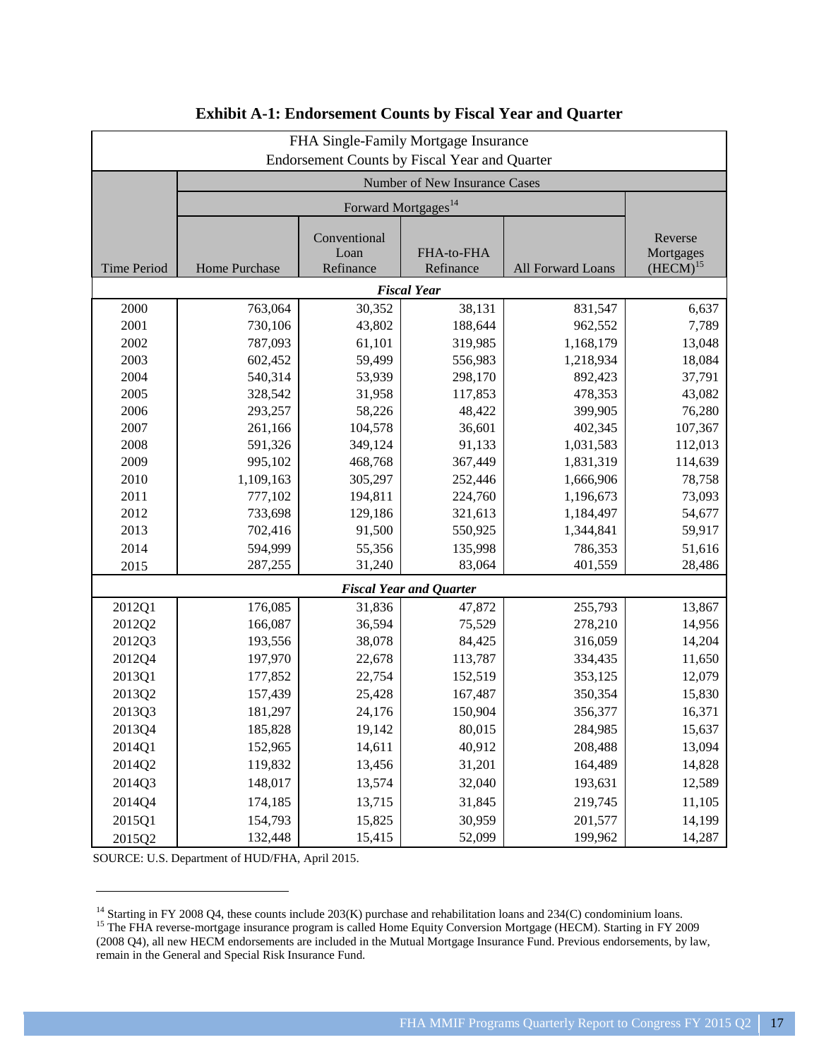## Exhibit A-1: Endorsement Counts by Fiscal Year and Quarter

| FHA Single-Family Mortgage Insurance<br>Endorsement Counts by Fiscal Year and Quarter | | | | | |
|---|---|---|---|---|---|
| | Number of New Insurance Cases | | | | |
| | Forward Mortgages[14] | | | | |
| Time Period | Home Purchase | Conventional Loan Refinance | FHA-to-FHA Refinance | All Forward Loans | Reverse Mortgages (HECM)[15] |
| ***Fiscal Year*** | | | | | |
| 2000 | 763,064 | 30,352 | 38,131 | 831,547 | 6,637 |
| 2001 | 730,106 | 43,802 | 188,644 | 962,552 | 7,789 |
| 2002 | 787,093 | 61,101 | 319,985 | 1,168,179 | 13,048 |
| 2003 | 602,452 | 59,499 | 556,983 | 1,218,934 | 18,084 |
| 2004 | 540,314 | 53,939 | 298,170 | 892,423 | 37,791 |
| 2005 | 328,542 | 31,958 | 117,853 | 478,353 | 43,082 |
| 2006 | 293,257 | 58,226 | 48,422 | 399,905 | 76,280 |
| 2007 | 261,166 | 104,578 | 36,601 | 402,345 | 107,367 |
| 2008 | 591,326 | 349,124 | 91,133 | 1,031,583 | 112,013 |
| 2009 | 995,102 | 468,768 | 367,449 | 1,831,319 | 114,639 |
| 2010 | 1,109,163 | 305,297 | 252,446 | 1,666,906 | 78,758 |
| 2011 | 777,102 | 194,811 | 224,760 | 1,196,673 | 73,093 |
| 2012 | 733,698 | 129,186 | 321,613 | 1,184,497 | 54,677 |
| 2013 | 702,416 | 91,500 | 550,925 | 1,344,841 | 59,917 |
| 2014 | 594,999 | 55,356 | 135,998 | 786,353 | 51,616 |
| 2015 | 287,255 | 31,240 | 83,064 | 401,559 | 28,486 |
| ***Fiscal Year and Quarter*** | | | | | |
| 2012Q1 | 176,085 | 31,836 | 47,872 | 255,793 | 13,867 |
| 2012Q2 | 166,087 | 36,594 | 75,529 | 278,210 | 14,956 |
| 2012Q3 | 193,556 | 38,078 | 84,425 | 316,059 | 14,204 |
| 2012Q4 | 197,970 | 22,678 | 113,787 | 334,435 | 11,650 |
| 2013Q1 | 177,852 | 22,754 | 152,519 | 353,125 | 12,079 |
| 2013Q2 | 157,439 | 25,428 | 167,487 | 350,354 | 15,830 |
| 2013Q3 | 181,297 | 24,176 | 150,904 | 356,377 | 16,371 |
| 2013Q4 | 185,828 | 19,142 | 80,015 | 284,985 | 15,637 |
| 2014Q1 | 152,965 | 14,611 | 40,912 | 208,488 | 13,094 |
| 2014Q2 | 119,832 | 13,456 | 31,201 | 164,489 | 14,828 |
| 2014Q3 | 148,017 | 13,574 | 32,040 | 193,631 | 12,589 |
| 2014Q4 | 174,185 | 13,715 | 31,845 | 219,745 | 11,105 |
| 2015Q1 | 154,793 | 15,825 | 30,959 | 201,577 | 14,199 |
| 2015Q2 | 132,448 | 15,415 | 52,099 | 199,962 | 14,287 |

SOURCE: U.S. Department of HUD/FHA, April 2015.

[14] Starting in FY 2008 Q4, these counts include 203(K) purchase and rehabilitation loans and 234(C) condominium loans.

[15] The FHA reverse-mortgage insurance program is called Home Equity Conversion Mortgage (HECM). Starting in FY 2009 (2008 Q4), all new HECM endorsements are included in the Mutual Mortgage Insurance Fund. Previous endorsements, by law, remain in the General and Special Risk Insurance Fund.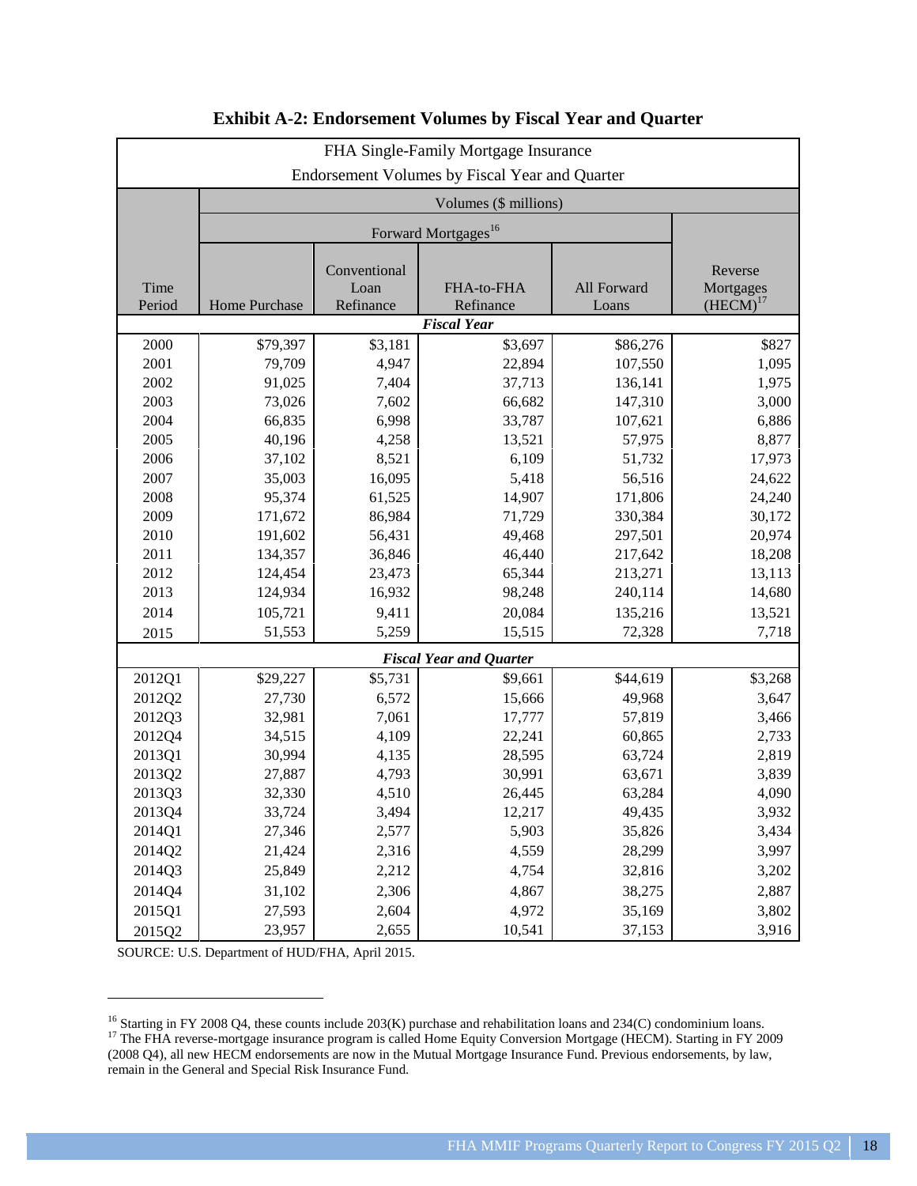## Exhibit A-2: Endorsement Volumes by Fiscal Year and Quarter

| FHA Single-Family Mortgage Insurance<br>Endorsement Volumes by Fiscal Year and Quarter | | | | | |
|---|---|---|---|---|---|
| | Volumes ($ millions) | | | | |
| | Forward Mortgages[16] | | | | |
| Time Period | Home Purchase | Conventional Loan Refinance | FHA-to-FHA Refinance | All Forward Loans | Reverse Mortgages (HECM)[17] |
| ***Fiscal Year*** | | | | | |
| 2000 | $79,397 | $3,181 | $3,697 | $86,276 | $827 |
| 2001 | 79,709 | 4,947 | 22,894 | 107,550 | 1,095 |
| 2002 | 91,025 | 7,404 | 37,713 | 136,141 | 1,975 |
| 2003 | 73,026 | 7,602 | 66,682 | 147,310 | 3,000 |
| 2004 | 66,835 | 6,998 | 33,787 | 107,621 | 6,886 |
| 2005 | 40,196 | 4,258 | 13,521 | 57,975 | 8,877 |
| 2006 | 37,102 | 8,521 | 6,109 | 51,732 | 17,973 |
| 2007 | 35,003 | 16,095 | 5,418 | 56,516 | 24,622 |
| 2008 | 95,374 | 61,525 | 14,907 | 171,806 | 24,240 |
| 2009 | 171,672 | 86,984 | 71,729 | 330,384 | 30,172 |
| 2010 | 191,602 | 56,431 | 49,468 | 297,501 | 20,974 |
| 2011 | 134,357 | 36,846 | 46,440 | 217,642 | 18,208 |
| 2012 | 124,454 | 23,473 | 65,344 | 213,271 | 13,113 |
| 2013 | 124,934 | 16,932 | 98,248 | 240,114 | 14,680 |
| 2014 | 105,721 | 9,411 | 20,084 | 135,216 | 13,521 |
| 2015 | 51,553 | 5,259 | 15,515 | 72,328 | 7,718 |
| ***Fiscal Year and Quarter*** | | | | | |
| 2012Q1 | $29,227 | $5,731 | $9,661 | $44,619 | $3,268 |
| 2012Q2 | 27,730 | 6,572 | 15,666 | 49,968 | 3,647 |
| 2012Q3 | 32,981 | 7,061 | 17,777 | 57,819 | 3,466 |
| 2012Q4 | 34,515 | 4,109 | 22,241 | 60,865 | 2,733 |
| 2013Q1 | 30,994 | 4,135 | 28,595 | 63,724 | 2,819 |
| 2013Q2 | 27,887 | 4,793 | 30,991 | 63,671 | 3,839 |
| 2013Q3 | 32,330 | 4,510 | 26,445 | 63,284 | 4,090 |
| 2013Q4 | 33,724 | 3,494 | 12,217 | 49,435 | 3,932 |
| 2014Q1 | 27,346 | 2,577 | 5,903 | 35,826 | 3,434 |
| 2014Q2 | 21,424 | 2,316 | 4,559 | 28,299 | 3,997 |
| 2014Q3 | 25,849 | 2,212 | 4,754 | 32,816 | 3,202 |
| 2014Q4 | 31,102 | 2,306 | 4,867 | 38,275 | 2,887 |
| 2015Q1 | 27,593 | 2,604 | 4,972 | 35,169 | 3,802 |
| 2015Q2 | 23,957 | 2,655 | 10,541 | 37,153 | 3,916 |

SOURCE: U.S. Department of HUD/FHA, April 2015.

[16] Starting in FY 2008 Q4, these counts include 203(K) purchase and rehabilitation loans and 234(C) condominium loans.

[17] The FHA reverse-mortgage insurance program is called Home Equity Conversion Mortgage (HECM). Starting in FY 2009 (2008 Q4), all new HECM endorsements are now in the Mutual Mortgage Insurance Fund. Previous endorsements, by law, remain in the General and Special Risk Insurance Fund.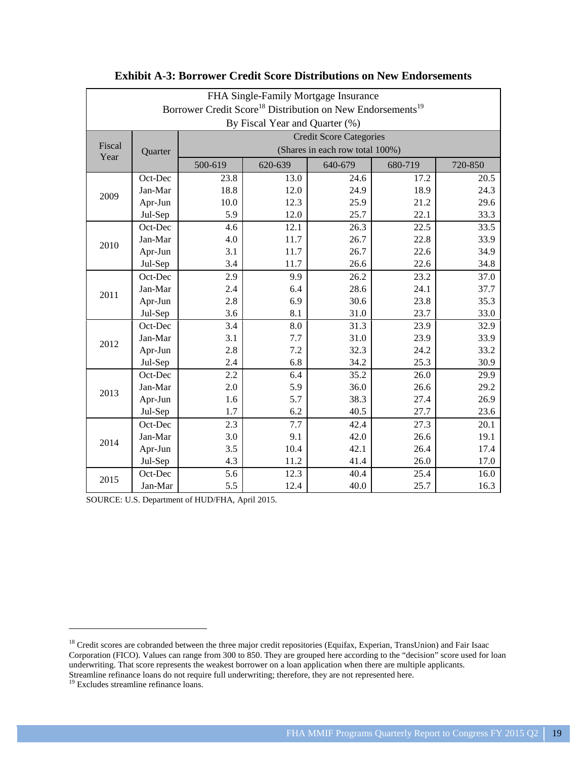**Exhibit A-3: Borrower Credit Score Distributions on New Endorsements**

| FHA Single-Family Mortgage Insurance<br>Borrower Credit Score[18] Distribution on New Endorsements[19]<br>By Fiscal Year and Quarter (%) | | | | | | |
|---|---|---|---|---|---|---|
| Fiscal Year | Quarter | Credit Score Categories (Shares in each row total 100%) | | | | |
| | | 500-619 | 620-639 | 640-679 | 680-719 | 720-850 |
| 2009 | Oct-Dec | 23.8 | 13.0 | 24.6 | 17.2 | 20.5 |
| | Jan-Mar | 18.8 | 12.0 | 24.9 | 18.9 | 24.3 |
| | Apr-Jun | 10.0 | 12.3 | 25.9 | 21.2 | 29.6 |
| | Jul-Sep | 5.9 | 12.0 | 25.7 | 22.1 | 33.3 |
| 2010 | Oct-Dec | 4.6 | 12.1 | 26.3 | 22.5 | 33.5 |
| | Jan-Mar | 4.0 | 11.7 | 26.7 | 22.8 | 33.9 |
| | Apr-Jun | 3.1 | 11.7 | 26.7 | 22.6 | 34.9 |
| | Jul-Sep | 3.4 | 11.7 | 26.6 | 22.6 | 34.8 |
| 2011 | Oct-Dec | 2.9 | 9.9 | 26.2 | 23.2 | 37.0 |
| | Jan-Mar | 2.4 | 6.4 | 28.6 | 24.1 | 37.7 |
| | Apr-Jun | 2.8 | 6.9 | 30.6 | 23.8 | 35.3 |
| | Jul-Sep | 3.6 | 8.1 | 31.0 | 23.7 | 33.0 |
| 2012 | Oct-Dec | 3.4 | 8.0 | 31.3 | 23.9 | 32.9 |
| | Jan-Mar | 3.1 | 7.7 | 31.0 | 23.9 | 33.9 |
| | Apr-Jun | 2.8 | 7.2 | 32.3 | 24.2 | 33.2 |
| | Jul-Sep | 2.4 | 6.8 | 34.2 | 25.3 | 30.9 |
| 2013 | Oct-Dec | 2.2 | 6.4 | 35.2 | 26.0 | 29.9 |
| | Jan-Mar | 2.0 | 5.9 | 36.0 | 26.6 | 29.2 |
| | Apr-Jun | 1.6 | 5.7 | 38.3 | 27.4 | 26.9 |
| | Jul-Sep | 1.7 | 6.2 | 40.5 | 27.7 | 23.6 |
| 2014 | Oct-Dec | 2.3 | 7.7 | 42.4 | 27.3 | 20.1 |
| | Jan-Mar | 3.0 | 9.1 | 42.0 | 26.6 | 19.1 |
| | Apr-Jun | 3.5 | 10.4 | 42.1 | 26.4 | 17.4 |
| | Jul-Sep | 4.3 | 11.2 | 41.4 | 26.0 | 17.0 |
| 2015 | Oct-Dec | 5.6 | 12.3 | 40.4 | 25.4 | 16.0 |
| | Jan-Mar | 5.5 | 12.4 | 40.0 | 25.7 | 16.3 |

SOURCE: U.S. Department of HUD/FHA, April 2015.

[18] Credit scores are cobranded between the three major credit repositories (Equifax, Experian, TransUnion) and Fair Isaac Corporation (FICO). Values can range from 300 to 850. They are grouped here according to the "decision" score used for loan underwriting. That score represents the weakest borrower on a loan application when there are multiple applicants. Streamline refinance loans do not require full underwriting; therefore, they are not represented here.

[19] Excludes streamline refinance loans.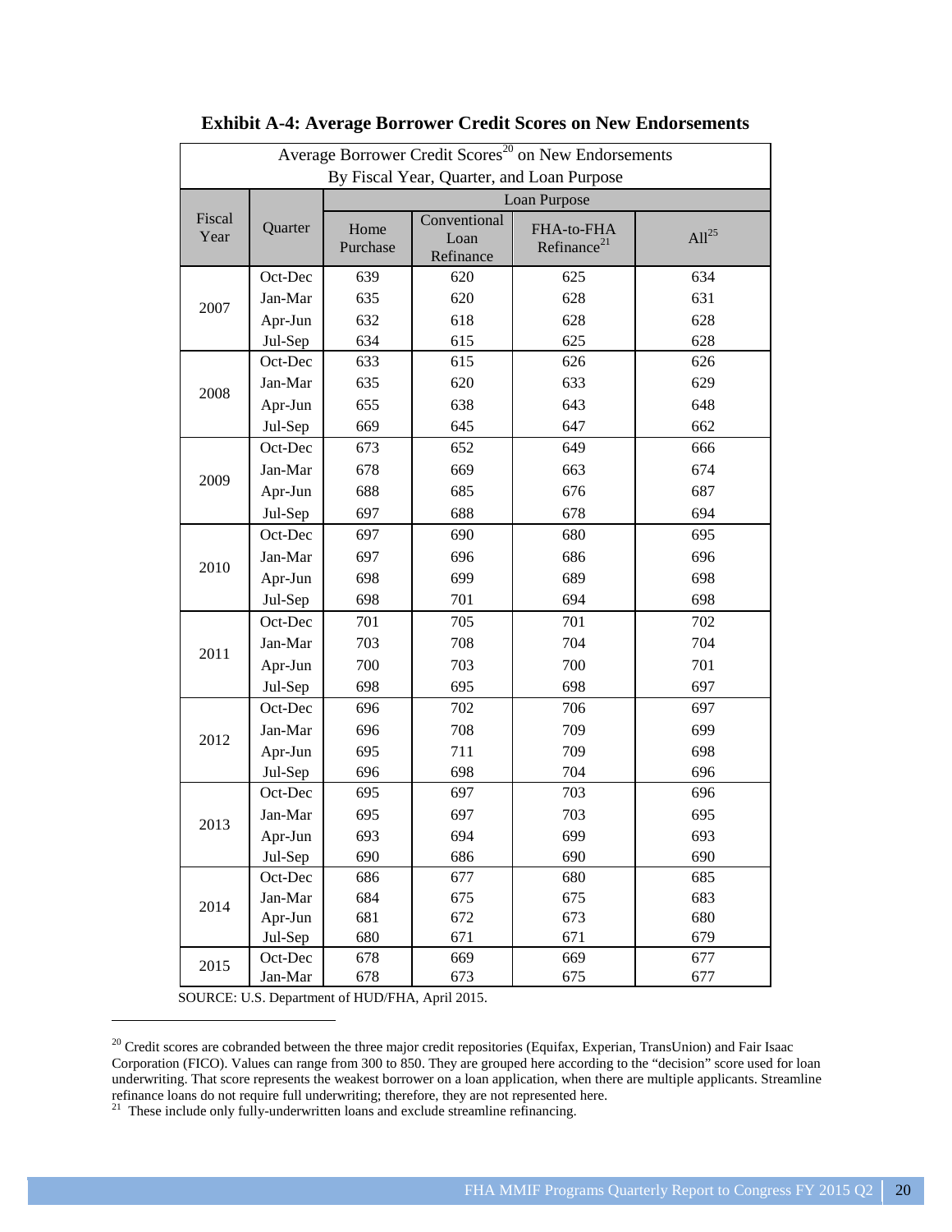**Exhibit A-4: Average Borrower Credit Scores on New Endorsements**

| Average Borrower Credit Scores[20] on New Endorsements By Fiscal Year, Quarter, and Loan Purpose | | | | | |
|---|---|---|---|---|---|
| | | Loan Purpose | | | |
| Fiscal Year | Quarter | Home Purchase | Conventional Loan Refinance | FHA-to-FHA Refinance[21] | All[25] |
| 2007 | Oct-Dec | 639 | 620 | 625 | 634 |
| | Jan-Mar | 635 | 620 | 628 | 631 |
| | Apr-Jun | 632 | 618 | 628 | 628 |
| | Jul-Sep | 634 | 615 | 625 | 628 |
| 2008 | Oct-Dec | 633 | 615 | 626 | 626 |
| | Jan-Mar | 635 | 620 | 633 | 629 |
| | Apr-Jun | 655 | 638 | 643 | 648 |
| | Jul-Sep | 669 | 645 | 647 | 662 |
| 2009 | Oct-Dec | 673 | 652 | 649 | 666 |
| | Jan-Mar | 678 | 669 | 663 | 674 |
| | Apr-Jun | 688 | 685 | 676 | 687 |
| | Jul-Sep | 697 | 688 | 678 | 694 |
| 2010 | Oct-Dec | 697 | 690 | 680 | 695 |
| | Jan-Mar | 697 | 696 | 686 | 696 |
| | Apr-Jun | 698 | 699 | 689 | 698 |
| | Jul-Sep | 698 | 701 | 694 | 698 |
| 2011 | Oct-Dec | 701 | 705 | 701 | 702 |
| | Jan-Mar | 703 | 708 | 704 | 704 |
| | Apr-Jun | 700 | 703 | 700 | 701 |
| | Jul-Sep | 698 | 695 | 698 | 697 |
| 2012 | Oct-Dec | 696 | 702 | 706 | 697 |
| | Jan-Mar | 696 | 708 | 709 | 699 |
| | Apr-Jun | 695 | 711 | 709 | 698 |
| | Jul-Sep | 696 | 698 | 704 | 696 |
| 2013 | Oct-Dec | 695 | 697 | 703 | 696 |
| | Jan-Mar | 695 | 697 | 703 | 695 |
| | Apr-Jun | 693 | 694 | 699 | 693 |
| | Jul-Sep | 690 | 686 | 690 | 690 |
| 2014 | Oct-Dec | 686 | 677 | 680 | 685 |
| | Jan-Mar | 684 | 675 | 675 | 683 |
| | Apr-Jun | 681 | 672 | 673 | 680 |
| | Jul-Sep | 680 | 671 | 671 | 679 |
| 2015 | Oct-Dec | 678 | 669 | 669 | 677 |
| | Jan-Mar | 678 | 673 | 675 | 677 |

SOURCE: U.S. Department of HUD/FHA, April 2015.

[20] Credit scores are cobranded between the three major credit repositories (Equifax, Experian, TransUnion) and Fair Isaac Corporation (FICO). Values can range from 300 to 850. They are grouped here according to the "decision" score used for loan underwriting. That score represents the weakest borrower on a loan application, when there are multiple applicants. Streamline refinance loans do not require full underwriting; therefore, they are not represented here.

[21] These include only fully-underwritten loans and exclude streamline refinancing.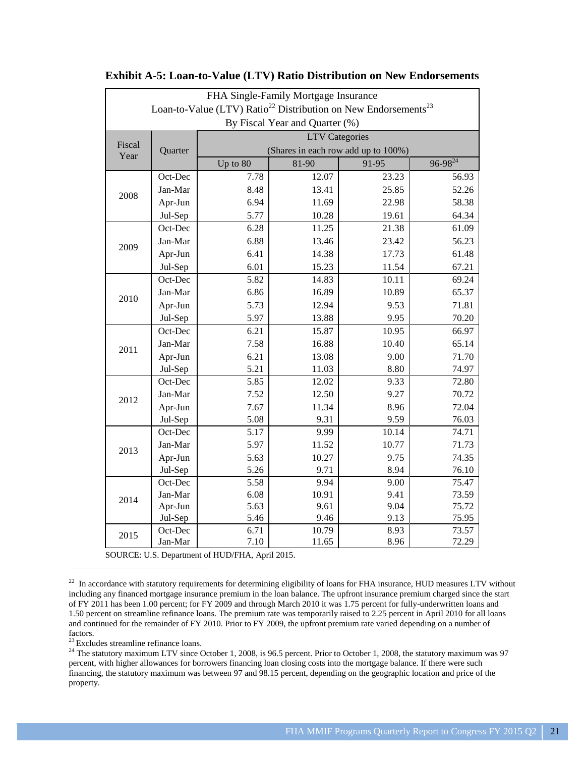**Exhibit A-5: Loan-to-Value (LTV) Ratio Distribution on New Endorsements**

| FHA Single-Family Mortgage Insurance<br>Loan-to-Value (LTV) Ratio[22] Distribution on New Endorsements[23]<br>By Fiscal Year and Quarter (%) | | | | | |
|---|---|---|---|---|---|
| Fiscal Year | Quarter | LTV Categories (Shares in each row add up to 100%) | | | |
| | | Up to 80 | 81-90 | 91-95 | 96-98[24] |
| 2008 | Oct-Dec | 7.78 | 12.07 | 23.23 | 56.93 |
| | Jan-Mar | 8.48 | 13.41 | 25.85 | 52.26 |
| | Apr-Jun | 6.94 | 11.69 | 22.98 | 58.38 |
| | Jul-Sep | 5.77 | 10.28 | 19.61 | 64.34 |
| 2009 | Oct-Dec | 6.28 | 11.25 | 21.38 | 61.09 |
| | Jan-Mar | 6.88 | 13.46 | 23.42 | 56.23 |
| | Apr-Jun | 6.41 | 14.38 | 17.73 | 61.48 |
| | Jul-Sep | 6.01 | 15.23 | 11.54 | 67.21 |
| 2010 | Oct-Dec | 5.82 | 14.83 | 10.11 | 69.24 |
| | Jan-Mar | 6.86 | 16.89 | 10.89 | 65.37 |
| | Apr-Jun | 5.73 | 12.94 | 9.53 | 71.81 |
| | Jul-Sep | 5.97 | 13.88 | 9.95 | 70.20 |
| 2011 | Oct-Dec | 6.21 | 15.87 | 10.95 | 66.97 |
| | Jan-Mar | 7.58 | 16.88 | 10.40 | 65.14 |
| | Apr-Jun | 6.21 | 13.08 | 9.00 | 71.70 |
| | Jul-Sep | 5.21 | 11.03 | 8.80 | 74.97 |
| 2012 | Oct-Dec | 5.85 | 12.02 | 9.33 | 72.80 |
| | Jan-Mar | 7.52 | 12.50 | 9.27 | 70.72 |
| | Apr-Jun | 7.67 | 11.34 | 8.96 | 72.04 |
| | Jul-Sep | 5.08 | 9.31 | 9.59 | 76.03 |
| 2013 | Oct-Dec | 5.17 | 9.99 | 10.14 | 74.71 |
| | Jan-Mar | 5.97 | 11.52 | 10.77 | 71.73 |
| | Apr-Jun | 5.63 | 10.27 | 9.75 | 74.35 |
| | Jul-Sep | 5.26 | 9.71 | 8.94 | 76.10 |
| 2014 | Oct-Dec | 5.58 | 9.94 | 9.00 | 75.47 |
| | Jan-Mar | 6.08 | 10.91 | 9.41 | 73.59 |
| | Apr-Jun | 5.63 | 9.61 | 9.04 | 75.72 |
| | Jul-Sep | 5.46 | 9.46 | 9.13 | 75.95 |
| 2015 | Oct-Dec | 6.71 | 10.79 | 8.93 | 73.57 |
| | Jan-Mar | 7.10 | 11.65 | 8.96 | 72.29 |

SOURCE: U.S. Department of HUD/FHA, April 2015.

[22] In accordance with statutory requirements for determining eligibility of loans for FHA insurance, HUD measures LTV without including any financed mortgage insurance premium in the loan balance. The upfront insurance premium charged since the start of FY 2011 has been 1.00 percent; for FY 2009 and through March 2010 it was 1.75 percent for fully-underwritten loans and 1.50 percent on streamline refinance loans. The premium rate was temporarily raised to 2.25 percent in April 2010 for all loans and continued for the remainder of FY 2010. Prior to FY 2009, the upfront premium rate varied depending on a number of factors.

[23] Excludes streamline refinance loans.

[24] The statutory maximum LTV since October 1, 2008, is 96.5 percent. Prior to October 1, 2008, the statutory maximum was 97 percent, with higher allowances for borrowers financing loan closing costs into the mortgage balance. If there were such financing, the statutory maximum was between 97 and 98.15 percent, depending on the geographic location and price of the property.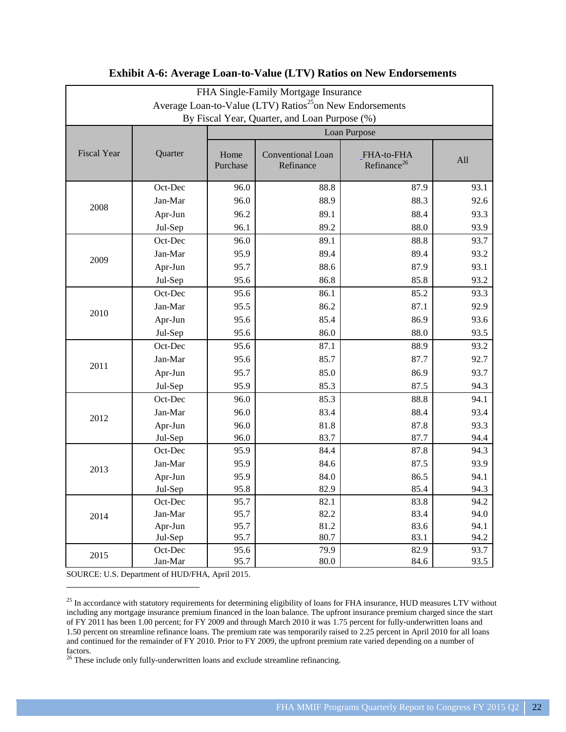**Exhibit A-6: Average Loan-to-Value (LTV) Ratios on New Endorsements**

| FHA Single-Family Mortgage Insurance<br>Average Loan-to-Value (LTV) Ratios[25] on New Endorsements<br>By Fiscal Year, Quarter, and Loan Purpose (%) | | | | | |
|---|---|---|---|---|---|
| | | Loan Purpose | | | |
| Fiscal Year | Quarter | Home Purchase | Conventional Loan Refinance | FHA-to-FHA Refinance[26] | All |
| 2008 | Oct-Dec | 96.0 | 88.8 | 87.9 | 93.1 |
| | Jan-Mar | 96.0 | 88.9 | 88.3 | 92.6 |
| | Apr-Jun | 96.2 | 89.1 | 88.4 | 93.3 |
| | Jul-Sep | 96.1 | 89.2 | 88.0 | 93.9 |
| 2009 | Oct-Dec | 96.0 | 89.1 | 88.8 | 93.7 |
| | Jan-Mar | 95.9 | 89.4 | 89.4 | 93.2 |
| | Apr-Jun | 95.7 | 88.6 | 87.9 | 93.1 |
| | Jul-Sep | 95.6 | 86.8 | 85.8 | 93.2 |
| 2010 | Oct-Dec | 95.6 | 86.1 | 85.2 | 93.3 |
| | Jan-Mar | 95.5 | 86.2 | 87.1 | 92.9 |
| | Apr-Jun | 95.6 | 85.4 | 86.9 | 93.6 |
| | Jul-Sep | 95.6 | 86.0 | 88.0 | 93.5 |
| 2011 | Oct-Dec | 95.6 | 87.1 | 88.9 | 93.2 |
| | Jan-Mar | 95.6 | 85.7 | 87.7 | 92.7 |
| | Apr-Jun | 95.7 | 85.0 | 86.9 | 93.7 |
| | Jul-Sep | 95.9 | 85.3 | 87.5 | 94.3 |
| 2012 | Oct-Dec | 96.0 | 85.3 | 88.8 | 94.1 |
| | Jan-Mar | 96.0 | 83.4 | 88.4 | 93.4 |
| | Apr-Jun | 96.0 | 81.8 | 87.8 | 93.3 |
| | Jul-Sep | 96.0 | 83.7 | 87.7 | 94.4 |
| 2013 | Oct-Dec | 95.9 | 84.4 | 87.8 | 94.3 |
| | Jan-Mar | 95.9 | 84.6 | 87.5 | 93.9 |
| | Apr-Jun | 95.9 | 84.0 | 86.5 | 94.1 |
| | Jul-Sep | 95.8 | 82.9 | 85.4 | 94.3 |
| 2014 | Oct-Dec | 95.7 | 82.1 | 83.8 | 94.2 |
| | Jan-Mar | 95.7 | 82.2 | 83.4 | 94.0 |
| | Apr-Jun | 95.7 | 81.2 | 83.6 | 94.1 |
| | Jul-Sep | 95.7 | 80.7 | 83.1 | 94.2 |
| 2015 | Oct-Dec | 95.6 | 79.9 | 82.9 | 93.7 |
| | Jan-Mar | 95.7 | 80.0 | 84.6 | 93.5 |

SOURCE: U.S. Department of HUD/FHA, April 2015.

---

[25] In accordance with statutory requirements for determining eligibility of loans for FHA insurance, HUD measures LTV without including any mortgage insurance premium financed in the loan balance. The upfront insurance premium charged since the start of FY 2011 has been 1.00 percent; for FY 2009 and through March 2010 it was 1.75 percent for fully-underwritten loans and 1.50 percent on streamline refinance loans. The premium rate was temporarily raised to 2.25 percent in April 2010 for all loans and continued for the remainder of FY 2010. Prior to FY 2009, the upfront premium rate varied depending on a number of factors.

[26] These include only fully-underwritten loans and exclude streamline refinancing.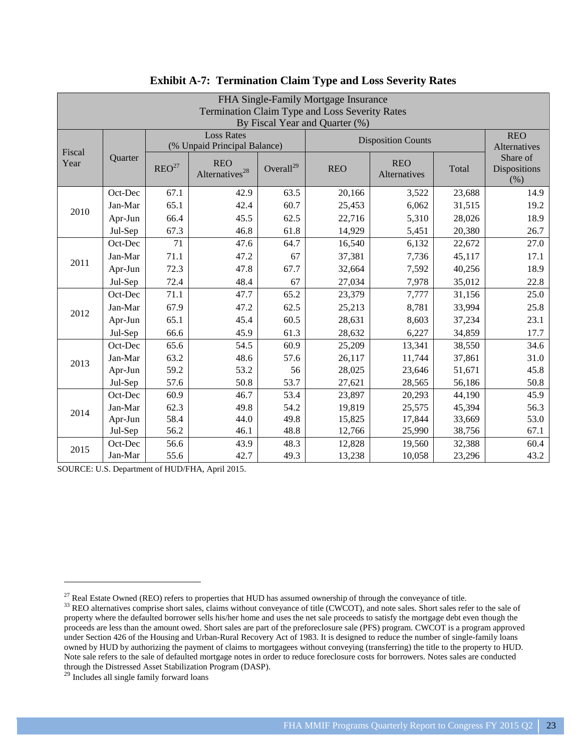## Exhibit A-7: Termination Claim Type and Loss Severity Rates

| FHA Single-Family Mortgage Insurance Termination Claim Type and Loss Severity Rates By Fiscal Year and Quarter (%) | | | | | | | | |
|---|---|---|---|---|---|---|---|---|
| Fiscal Year | Quarter | Loss Rates (% Unpaid Principal Balance) | | | Disposition Counts | | | REO Alternatives Share of Dispositions (%) |
| | | REO[27] | REO Alternatives[28] | Overall[29] | REO | REO Alternatives | Total | |
| 2010 | Oct-Dec | 67.1 | 42.9 | 63.5 | 20,166 | 3,522 | 23,688 | 14.9 |
| | Jan-Mar | 65.1 | 42.4 | 60.7 | 25,453 | 6,062 | 31,515 | 19.2 |
| | Apr-Jun | 66.4 | 45.5 | 62.5 | 22,716 | 5,310 | 28,026 | 18.9 |
| | Jul-Sep | 67.3 | 46.8 | 61.8 | 14,929 | 5,451 | 20,380 | 26.7 |
| 2011 | Oct-Dec | 71 | 47.6 | 64.7 | 16,540 | 6,132 | 22,672 | 27.0 |
| | Jan-Mar | 71.1 | 47.2 | 67 | 37,381 | 7,736 | 45,117 | 17.1 |
| | Apr-Jun | 72.3 | 47.8 | 67.7 | 32,664 | 7,592 | 40,256 | 18.9 |
| | Jul-Sep | 72.4 | 48.4 | 67 | 27,034 | 7,978 | 35,012 | 22.8 |
| 2012 | Oct-Dec | 71.1 | 47.7 | 65.2 | 23,379 | 7,777 | 31,156 | 25.0 |
| | Jan-Mar | 67.9 | 47.2 | 62.5 | 25,213 | 8,781 | 33,994 | 25.8 |
| | Apr-Jun | 65.1 | 45.4 | 60.5 | 28,631 | 8,603 | 37,234 | 23.1 |
| | Jul-Sep | 66.6 | 45.9 | 61.3 | 28,632 | 6,227 | 34,859 | 17.7 |
| 2013 | Oct-Dec | 65.6 | 54.5 | 60.9 | 25,209 | 13,341 | 38,550 | 34.6 |
| | Jan-Mar | 63.2 | 48.6 | 57.6 | 26,117 | 11,744 | 37,861 | 31.0 |
| | Apr-Jun | 59.2 | 53.2 | 56 | 28,025 | 23,646 | 51,671 | 45.8 |
| | Jul-Sep | 57.6 | 50.8 | 53.7 | 27,621 | 28,565 | 56,186 | 50.8 |
| 2014 | Oct-Dec | 60.9 | 46.7 | 53.4 | 23,897 | 20,293 | 44,190 | 45.9 |
| | Jan-Mar | 62.3 | 49.8 | 54.2 | 19,819 | 25,575 | 45,394 | 56.3 |
| | Apr-Jun | 58.4 | 44.0 | 49.8 | 15,825 | 17,844 | 33,669 | 53.0 |
| | Jul-Sep | 56.2 | 46.1 | 48.8 | 12,766 | 25,990 | 38,756 | 67.1 |
| 2015 | Oct-Dec | 56.6 | 43.9 | 48.3 | 12,828 | 19,560 | 32,388 | 60.4 |
| | Jan-Mar | 55.6 | 42.7 | 49.3 | 13,238 | 10,058 | 23,296 | 43.2 |

SOURCE: U.S. Department of HUD/FHA, April 2015.

---

[27] Real Estate Owned (REO) refers to properties that HUD has assumed ownership of through the conveyance of title.

[33] REO alternatives comprise short sales, claims without conveyance of title (CWCOT), and note sales. Short sales refer to the sale of property where the defaulted borrower sells his/her home and uses the net sale proceeds to satisfy the mortgage debt even though the proceeds are less than the amount owed. Short sales are part of the preforeclosure sale (PFS) program. CWCOT is a program approved under Section 426 of the Housing and Urban-Rural Recovery Act of 1983. It is designed to reduce the number of single-family loans owned by HUD by authorizing the payment of claims to mortgagees without conveying (transferring) the title to the property to HUD. Note sale refers to the sale of defaulted mortgage notes in order to reduce foreclosure costs for borrowers. Notes sales are conducted through the Distressed Asset Stabilization Program (DASP).

[29] Includes all single family forward loans